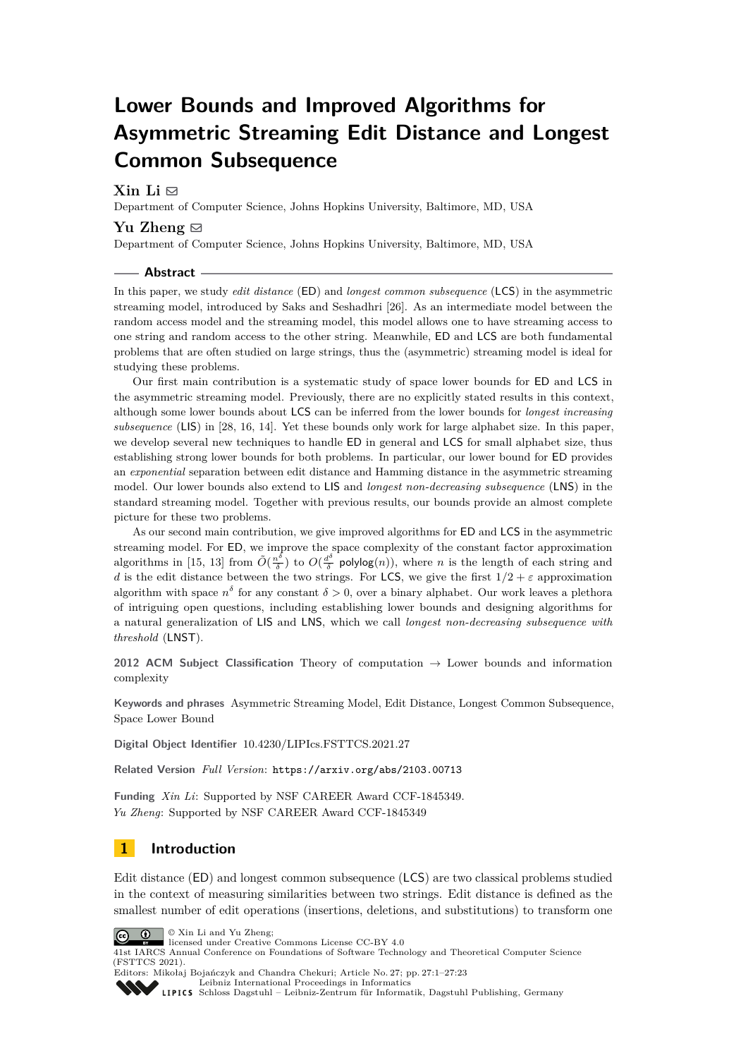# Lower Bounds and Improved Algorithms for Asymmetric Streaming Edit Distance and Longest Common Subsequence

**Xin Li** ✉

Department of Computer Science, Johns Hopkins University, Baltimore, MD, USA

**Yu Zheng** ✉

Department of Computer Science, Johns Hopkins University, Baltimore, MD, USA

## Abstract

In this paper, we study *edit distance* (ED) and *longest common subsequence* (LCS) in the asymmetric streaming model, introduced by Saks and Seshadhri [26]. As an intermediate model between the random access model and the streaming model, this model allows one to have streaming access to one string and random access to the other string. Meanwhile, ED and LCS are both fundamental problems that are often studied on large strings, thus the (asymmetric) streaming model is ideal for studying these problems.

Our first main contribution is a systematic study of space lower bounds for ED and LCS in the asymmetric streaming model. Previously, there are no explicitly stated results in this context, although some lower bounds about LCS can be inferred from the lower bounds for *longest increasing subsequence* (LIS) in [28, 16, 14]. Yet these bounds only work for large alphabet size. In this paper, we develop several new techniques to handle ED in general and LCS for small alphabet size, thus establishing strong lower bounds for both problems. In particular, our lower bound for ED provides an *exponential* separation between edit distance and Hamming distance in the asymmetric streaming model. Our lower bounds also extend to LIS and *longest non-decreasing subsequence* (LNS) in the standard streaming model. Together with previous results, our bounds provide an almost complete picture for these two problems.

As our second main contribution, we give improved algorithms for ED and LCS in the asymmetric streaming model. For ED, we improve the space complexity of the constant factor approximation algorithms in [15, 13] from $\tilde{O}(\frac{n^\delta}{\delta})$ to $O(\frac{d^\delta}{\delta}\ \mathsf{polylog}(n))$, where $n$ is the length of each string and $d$ is the edit distance between the two strings. For LCS, we give the first $1/2+\varepsilon$ approximation algorithm with space $n^\delta$ for any constant $\delta > 0$, over a binary alphabet. Our work leaves a plethora of intriguing open questions, including establishing lower bounds and designing algorithms for a natural generalization of LIS and LNS, which we call *longest non-decreasing subsequence with threshold* (LNST).

**2012 ACM Subject Classification** Theory of computation → Lower bounds and information complexity

**Keywords and phrases** Asymmetric Streaming Model, Edit Distance, Longest Common Subsequence, Space Lower Bound

**Digital Object Identifier** 10.4230/LIPIcs.FSTTCS.2021.27

**Related Version** *Full Version*: https://arxiv.org/abs/2103.00713

**Funding** *Xin Li*: Supported by NSF CAREER Award CCF-1845349.
*Yu Zheng*: Supported by NSF CAREER Award CCF-1845349

## 1 Introduction

Edit distance (ED) and longest common subsequence (LCS) are two classical problems studied in the context of measuring similarities between two strings. Edit distance is defined as the smallest number of edit operations (insertions, deletions, and substitutions) to transform one

© Xin Li and Yu Zheng;
licensed under Creative Commons License CC-BY 4.0
41st IARCS Annual Conference on Foundations of Software Technology and Theoretical Computer Science (FSTTCS 2021).
Editors: Mikołaj Bojańczyk and Chandra Chekuri; Article No. 27; pp. 27:1–27:23
Leibniz International Proceedings in Informatics
Schloss Dagstuhl – Leibniz-Zentrum für Informatik, Dagstuhl Publishing, Germany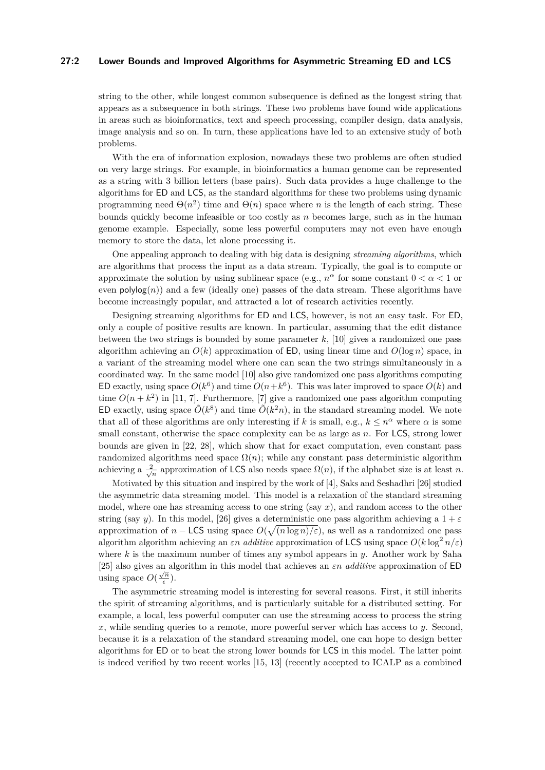string to the other, while longest common subsequence is defined as the longest string that appears as a subsequence in both strings. These two problems have found wide applications in areas such as bioinformatics, text and speech processing, compiler design, data analysis, image analysis and so on. In turn, these applications have led to an extensive study of both problems.

With the era of information explosion, nowadays these two problems are often studied on very large strings. For example, in bioinformatics a human genome can be represented as a string with 3 billion letters (base pairs). Such data provides a huge challenge to the algorithms for ED and LCS, as the standard algorithms for these two problems using dynamic programming need $\Theta(n^2)$ time and $\Theta(n)$ space where $n$ is the length of each string. These bounds quickly become infeasible or too costly as $n$ becomes large, such as in the human genome example. Especially, some less powerful computers may not even have enough memory to store the data, let alone processing it.

One appealing approach to dealing with big data is designing *streaming algorithms*, which are algorithms that process the input as a data stream. Typically, the goal is to compute or approximate the solution by using sublinear space (e.g., $n^\alpha$ for some constant $0 < \alpha < 1$ or even $\mathsf{polylog}(n)$) and a few (ideally one) passes of the data stream. These algorithms have become increasingly popular, and attracted a lot of research activities recently.

Designing streaming algorithms for ED and LCS, however, is not an easy task. For ED, only a couple of positive results are known. In particular, assuming that the edit distance between the two strings is bounded by some parameter $k$, [10] gives a randomized one pass algorithm achieving an $O(k)$ approximation of ED, using linear time and $O(\log n)$ space, in a variant of the streaming model where one can scan the two strings simultaneously in a coordinated way. In the same model [10] also give randomized one pass algorithms computing ED exactly, using space $O(k^6)$ and time $O(n+k^6)$. This was later improved to space $O(k)$ and time $O(n+k^2)$ in [11, 7]. Furthermore, [7] give a randomized one pass algorithm computing ED exactly, using space $\tilde{O}(k^8)$ and time $\tilde{O}(k^2 n)$, in the standard streaming model. We note that all of these algorithms are only interesting if $k$ is small, e.g., $k \leq n^\alpha$ where $\alpha$ is some small constant, otherwise the space complexity can be as large as $n$. For LCS, strong lower bounds are given in [22, 28], which show that for exact computation, even constant pass randomized algorithms need space $\Omega(n)$; while any constant pass deterministic algorithm achieving a $\frac{2}{\sqrt{n}}$ approximation of LCS also needs space $\Omega(n)$, if the alphabet size is at least $n$.

Motivated by this situation and inspired by the work of [4], Saks and Seshadhri [26] studied the asymmetric data streaming model. This model is a relaxation of the standard streaming model, where one has streaming access to one string (say $x$), and random access to the other string (say $y$). In this model, [26] gives a deterministic one pass algorithm achieving a $1+\varepsilon$ approximation of $n - \mathsf{LCS}$ using space $O(\sqrt{(n \log n)/\varepsilon})$, as well as a randomized one pass algorithm algorithm achieving an $\varepsilon n$ *additive* approximation of LCS using space $O(k \log^2 n/\varepsilon)$ where $k$ is the maximum number of times any symbol appears in $y$. Another work by Saha [25] also gives an algorithm in this model that achieves an $\varepsilon n$ *additive* approximation of ED using space $O(\frac{\sqrt{n}}{\epsilon})$.

The asymmetric streaming model is interesting for several reasons. First, it still inherits the spirit of streaming algorithms, and is particularly suitable for a distributed setting. For example, a local, less powerful computer can use the streaming access to process the string $x$, while sending queries to a remote, more powerful server which has access to $y$. Second, because it is a relaxation of the standard streaming model, one can hope to design better algorithms for ED or to beat the strong lower bounds for LCS in this model. The latter point is indeed verified by two recent works [15, 13] (recently accepted to ICALP as a combined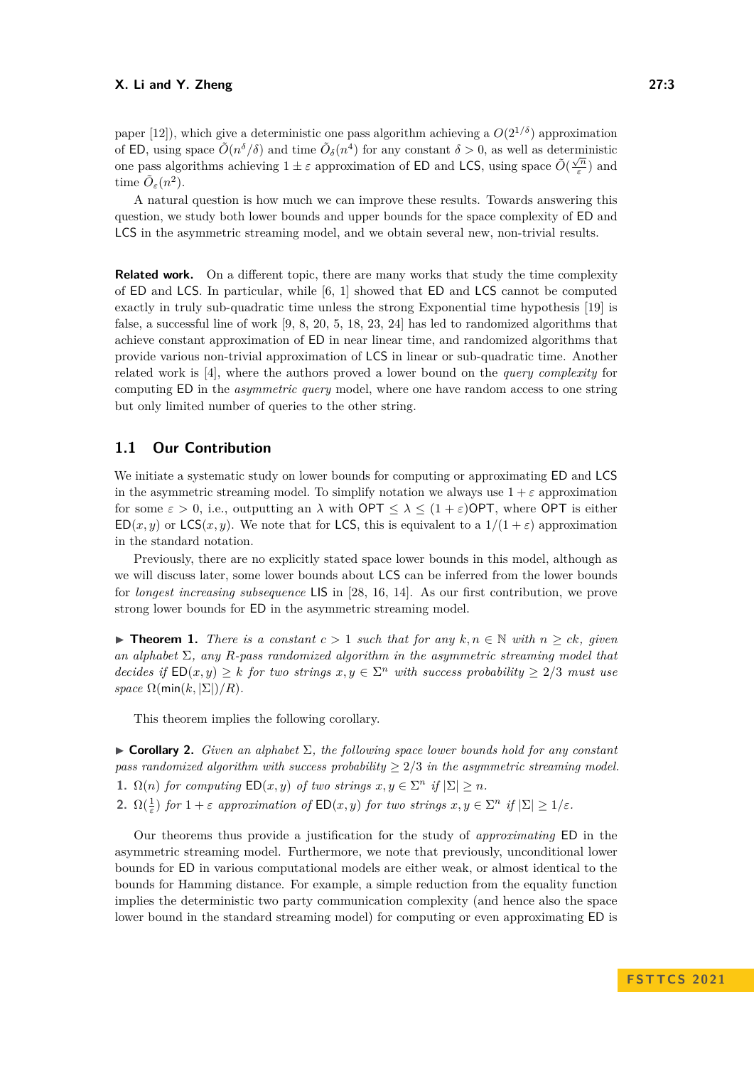paper [12]), which give a deterministic one pass algorithm achieving a $O(2^{1/\delta})$ approximation of ED, using space $\tilde{O}(n^\delta/\delta)$ and time $\tilde{O}_\delta(n^4)$ for any constant $\delta > 0$, as well as deterministic one pass algorithms achieving $1 \pm \varepsilon$ approximation of ED and LCS, using space $\tilde{O}(\frac{\sqrt{n}}{\varepsilon})$ and time $\tilde{O}_\varepsilon(n^2)$.

A natural question is how much we can improve these results. Towards answering this question, we study both lower bounds and upper bounds for the space complexity of ED and LCS in the asymmetric streaming model, and we obtain several new, non-trivial results.

**Related work.** On a different topic, there are many works that study the time complexity of ED and LCS. In particular, while [6, 1] showed that ED and LCS cannot be computed exactly in truly sub-quadratic time unless the strong Exponential time hypothesis [19] is false, a successful line of work [9, 8, 20, 5, 18, 23, 24] has led to randomized algorithms that achieve constant approximation of ED in near linear time, and randomized algorithms that provide various non-trivial approximation of LCS in linear or sub-quadratic time. Another related work is [4], where the authors proved a lower bound on the *query complexity* for computing ED in the *asymmetric query* model, where one have random access to one string but only limited number of queries to the other string.

## 1.1 Our Contribution

We initiate a systematic study on lower bounds for computing or approximating ED and LCS in the asymmetric streaming model. To simplify notation we always use $1 + \varepsilon$ approximation for some $\varepsilon > 0$, i.e., outputting an $\lambda$ with $\mathsf{OPT} \leq \lambda \leq (1 + \varepsilon)\mathsf{OPT}$, where $\mathsf{OPT}$ is either $\mathsf{ED}(x, y)$ or $\mathsf{LCS}(x, y)$. We note that for LCS, this is equivalent to a $1/(1 + \varepsilon)$ approximation in the standard notation.

Previously, there are no explicitly stated space lower bounds in this model, although as we will discuss later, some lower bounds about LCS can be inferred from the lower bounds for *longest increasing subsequence* LIS in [28, 16, 14]. As our first contribution, we prove strong lower bounds for ED in the asymmetric streaming model.

▶ **Theorem 1.** *There is a constant $c > 1$ such that for any $k, n \in \mathbb{N}$ with $n \geq ck$, given an alphabet $\Sigma$, any $R$-pass randomized algorithm in the asymmetric streaming model that decides if $\mathsf{ED}(x, y) \geq k$ for two strings $x, y \in \Sigma^n$ with success probability $\geq 2/3$ must use space $\Omega(\min(k, |\Sigma|)/R)$.*

This theorem implies the following corollary.

▶ **Corollary 2.** *Given an alphabet $\Sigma$, the following space lower bounds hold for any constant pass randomized algorithm with success probability $\geq 2/3$ in the asymmetric streaming model.*

1. *$\Omega(n)$ for computing $\mathsf{ED}(x, y)$ of two strings $x, y \in \Sigma^n$ if $|\Sigma| \geq n$.*
2. *$\Omega(\frac{1}{\varepsilon})$ for $1 + \varepsilon$ approximation of $\mathsf{ED}(x, y)$ for two strings $x, y \in \Sigma^n$ if $|\Sigma| \geq 1/\varepsilon$.*

Our theorems thus provide a justification for the study of *approximating* ED in the asymmetric streaming model. Furthermore, we note that previously, unconditional lower bounds for ED in various computational models are either weak, or almost identical to the bounds for Hamming distance. For example, a simple reduction from the equality function implies the deterministic two party communication complexity (and hence also the space lower bound in the standard streaming model) for computing or even approximating ED is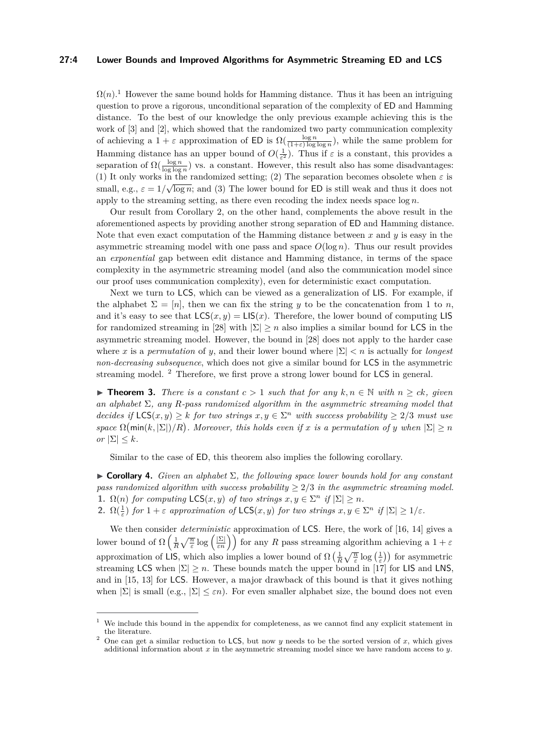$\Omega(n)$.[1] However the same bound holds for Hamming distance. Thus it has been an intriguing question to prove a rigorous, unconditional separation of the complexity of ED and Hamming distance. To the best of our knowledge the only previous example achieving this is the work of [3] and [2], which showed that the randomized two party communication complexity of achieving a $1+\varepsilon$ approximation of ED is $\Omega(\frac{\log n}{(1+\varepsilon)\log\log n})$, while the same problem for Hamming distance has an upper bound of $O(\frac{1}{\varepsilon^2})$. Thus if $\varepsilon$ is a constant, this provides a separation of $\Omega(\frac{\log n}{\log\log n})$ vs. a constant. However, this result also has some disadvantages: (1) It only works in the randomized setting; (2) The separation becomes obsolete when $\varepsilon$ is small, e.g., $\varepsilon = 1/\sqrt{\log n}$; and (3) The lower bound for ED is still weak and thus it does not apply to the streaming setting, as there even recoding the index needs space $\log n$.

Our result from Corollary 2, on the other hand, complements the above result in the aforementioned aspects by providing another strong separation of ED and Hamming distance. Note that even exact computation of the Hamming distance between $x$ and $y$ is easy in the asymmetric streaming model with one pass and space $O(\log n)$. Thus our result provides an *exponential* gap between edit distance and Hamming distance, in terms of the space complexity in the asymmetric streaming model (and also the communication model since our proof uses communication complexity), even for deterministic exact computation.

Next we turn to LCS, which can be viewed as a generalization of LIS. For example, if the alphabet $\Sigma = [n]$, then we can fix the string $y$ to be the concatenation from 1 to $n$, and it's easy to see that $\mathsf{LCS}(x, y) = \mathsf{LIS}(x)$. Therefore, the lower bound of computing LIS for randomized streaming in [28] with $|\Sigma| \geq n$ also implies a similar bound for LCS in the asymmetric streaming model. However, the bound in [28] does not apply to the harder case where $x$ is a *permutation* of $y$, and their lower bound where $|\Sigma| < n$ is actually for *longest non-decreasing subsequence*, which does not give a similar bound for LCS in the asymmetric streaming model. [2] Therefore, we first prove a strong lower bound for LCS in general.

**Theorem 3.** *There is a constant $c > 1$ such that for any $k, n \in \mathbb{N}$ with $n \geq ck$, given an alphabet $\Sigma$, any $R$-pass randomized algorithm in the asymmetric streaming model that decides if $\mathsf{LCS}(x, y) \geq k$ for two strings $x, y \in \Sigma^n$ with success probability $\geq 2/3$ must use space $\Omega\big(\min(k, |\Sigma|)/R\big)$. Moreover, this holds even if $x$ is a permutation of $y$ when $|\Sigma| \geq n$ or $|\Sigma| \leq k$.*

Similar to the case of ED, this theorem also implies the following corollary.

**Corollary 4.** *Given an alphabet $\Sigma$, the following space lower bounds hold for any constant pass randomized algorithm with success probability $\geq 2/3$ in the asymmetric streaming model.*
1. *$\Omega(n)$ for computing $\mathsf{LCS}(x, y)$ of two strings $x, y \in \Sigma^n$ if $|\Sigma| \geq n$.*
2. *$\Omega(\frac{1}{\varepsilon})$ for $1+\varepsilon$ approximation of $\mathsf{LCS}(x, y)$ for two strings $x, y \in \Sigma^n$ if $|\Sigma| \geq 1/\varepsilon$.*

We then consider *deterministic* approximation of LCS. Here, the work of [16, 14] gives a lower bound of $\Omega\left(\frac{1}{R}\sqrt{\frac{n}{\varepsilon}}\log\left(\frac{|\Sigma|}{\varepsilon n}\right)\right)$ for any $R$ pass streaming algorithm achieving a $1+\varepsilon$ approximation of LIS, which also implies a lower bound of $\Omega\left(\frac{1}{R}\sqrt{\frac{n}{\varepsilon}}\log\left(\frac{1}{\varepsilon}\right)\right)$ for asymmetric streaming LCS when $|\Sigma| \geq n$. These bounds match the upper bound in [17] for LIS and LNS, and in [15, 13] for LCS. However, a major drawback of this bound is that it gives nothing when $|\Sigma|$ is small (e.g., $|\Sigma| \leq \varepsilon n$). For even smaller alphabet size, the bound does not even

---

[1] We include this bound in the appendix for completeness, as we cannot find any explicit statement in the literature.

[2] One can get a similar reduction to LCS, but now $y$ needs to be the sorted version of $x$, which gives additional information about $x$ in the asymmetric streaming model since we have random access to $y$.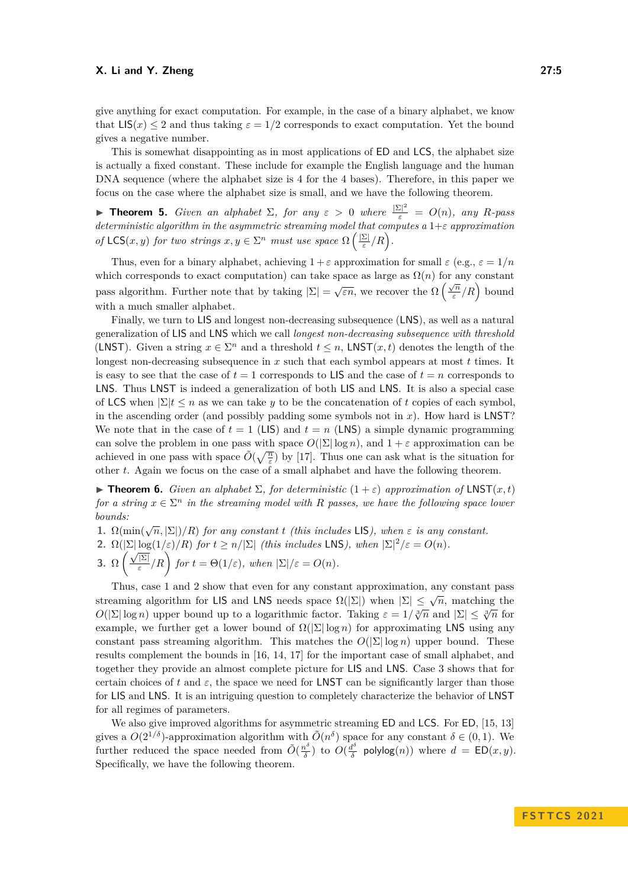give anything for exact computation. For example, in the case of a binary alphabet, we know that $\mathsf{LIS}(x) \leq 2$ and thus taking $\varepsilon = 1/2$ corresponds to exact computation. Yet the bound gives a negative number.

This is somewhat disappointing as in most applications of ED and LCS, the alphabet size is actually a fixed constant. These include for example the English language and the human DNA sequence (where the alphabet size is 4 for the 4 bases). Therefore, in this paper we focus on the case where the alphabet size is small, and we have the following theorem.

▶ **Theorem 5.** *Given an alphabet $\Sigma$, for any $\varepsilon > 0$ where $\frac{|\Sigma|^2}{\varepsilon} = O(n)$, any $R$-pass deterministic algorithm in the asymmetric streaming model that computes a $1+\varepsilon$ approximation of $\mathsf{LCS}(x, y)$ for two strings $x, y \in \Sigma^n$ must use space $\Omega\left(\frac{|\Sigma|}{\varepsilon}/R\right)$.*

Thus, even for a binary alphabet, achieving $1+\varepsilon$ approximation for small $\varepsilon$ (e.g., $\varepsilon = 1/n$ which corresponds to exact computation) can take space as large as $\Omega(n)$ for any constant pass algorithm. Further note that by taking $|\Sigma| = \sqrt{\varepsilon n}$, we recover the $\Omega\left(\frac{\sqrt{n}}{\varepsilon}/R\right)$ bound with a much smaller alphabet.

Finally, we turn to LIS and longest non-decreasing subsequence (LNS), as well as a natural generalization of LIS and LNS which we call *longest non-decreasing subsequence with threshold* (LNST). Given a string $x \in \Sigma^n$ and a threshold $t \leq n$, $\mathsf{LNST}(x, t)$ denotes the length of the longest non-decreasing subsequence in $x$ such that each symbol appears at most $t$ times. It is easy to see that the case of $t = 1$ corresponds to LIS and the case of $t = n$ corresponds to LNS. Thus LNST is indeed a generalization of both LIS and LNS. It is also a special case of LCS when $|\Sigma| t \leq n$ as we can take $y$ to be the concatenation of $t$ copies of each symbol, in the ascending order (and possibly padding some symbols not in $x$). How hard is LNST? We note that in the case of $t = 1$ (LIS) and $t = n$ (LNS) a simple dynamic programming can solve the problem in one pass with space $O(|\Sigma| \log n)$, and $1+\varepsilon$ approximation can be achieved in one pass with space $\tilde{O}(\sqrt{\frac{n}{\varepsilon}})$ by [17]. Thus one can ask what is the situation for other $t$. Again we focus on the case of a small alphabet and have the following theorem.

▶ **Theorem 6.** *Given an alphabet $\Sigma$, for deterministic $(1+\varepsilon)$ approximation of $\mathsf{LNST}(x, t)$ for a string $x \in \Sigma^n$ in the streaming model with $R$ passes, we have the following space lower bounds:*

1. *$\Omega(\min(\sqrt{n}, |\Sigma|)/R)$ for any constant $t$ (this includes LIS), when $\varepsilon$ is any constant.*
2. *$\Omega(|\Sigma| \log(1/\varepsilon)/R)$ for $t \geq n/|\Sigma|$ (this includes LNS), when $|\Sigma|^2/\varepsilon = O(n)$.*
3. *$\Omega\left(\frac{\sqrt{|\Sigma|}}{\varepsilon}/R\right)$ for $t = \Theta(1/\varepsilon)$, when $|\Sigma|/\varepsilon = O(n)$.*

Thus, case 1 and 2 show that even for any constant approximation, any constant pass streaming algorithm for LIS and LNS needs space $\Omega(|\Sigma|)$ when $|\Sigma| \leq \sqrt{n}$, matching the $O(|\Sigma| \log n)$ upper bound up to a logarithmic factor. Taking $\varepsilon = 1/\sqrt[3]{n}$ and $|\Sigma| \leq \sqrt[3]{n}$ for example, we further get a lower bound of $\Omega(|\Sigma| \log n)$ for approximating LNS using any constant pass streaming algorithm. This matches the $O(|\Sigma| \log n)$ upper bound. These results complement the bounds in [16, 14, 17] for the important case of small alphabet, and together they provide an almost complete picture for LIS and LNS. Case 3 shows that for certain choices of $t$ and $\varepsilon$, the space we need for LNST can be significantly larger than those for LIS and LNS. It is an intriguing question to completely characterize the behavior of LNST for all regimes of parameters.

We also give improved algorithms for asymmetric streaming ED and LCS. For ED, [15, 13] gives a $O(2^{1/\delta})$-approximation algorithm with $\tilde{O}(n^\delta)$ space for any constant $\delta \in (0, 1)$. We further reduced the space needed from $\tilde{O}(\frac{n^\delta}{\delta})$ to $O(\frac{d^\delta}{\delta} \,\mathsf{polylog}(n))$ where $d = \mathsf{ED}(x, y)$. Specifically, we have the following theorem.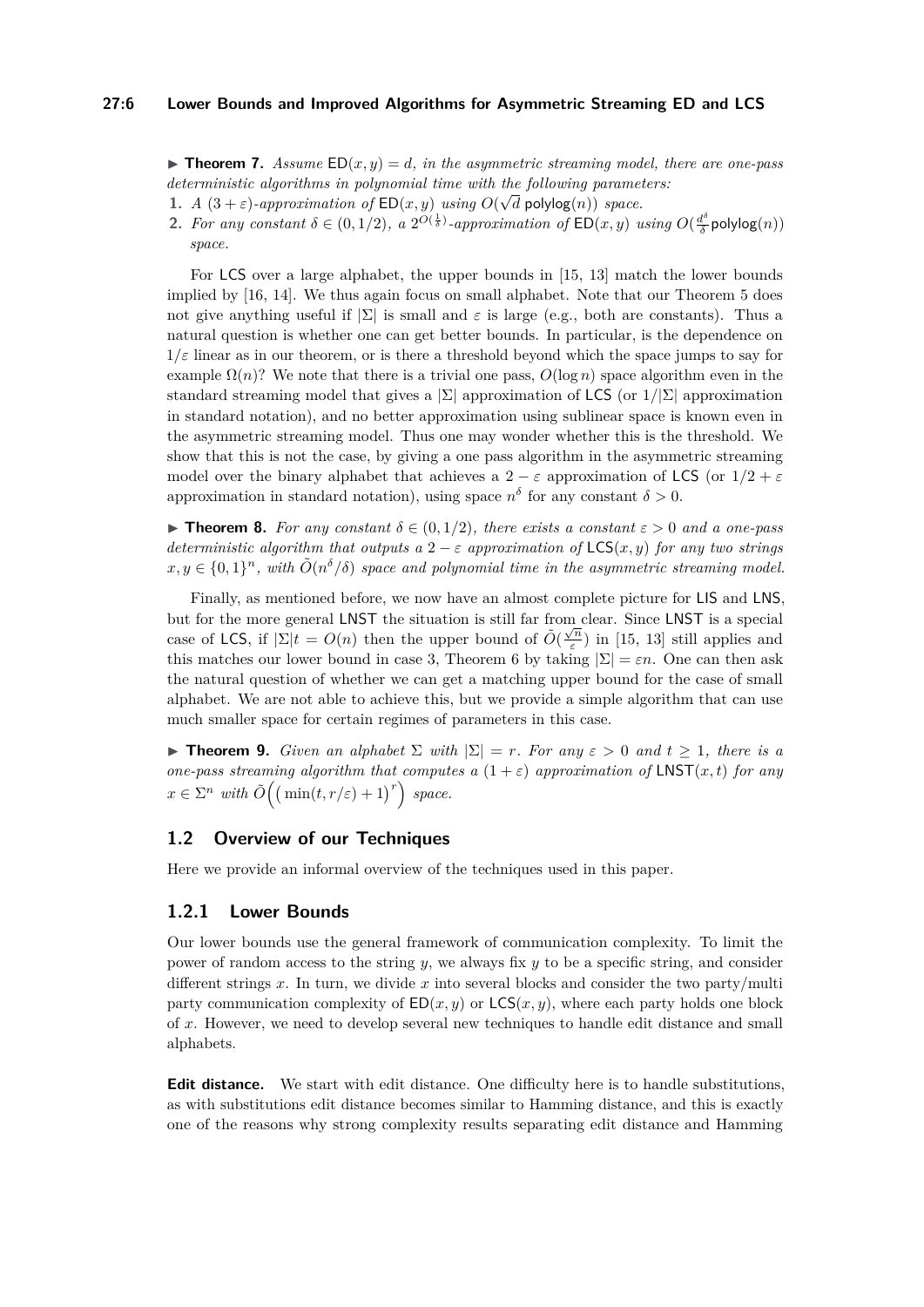▶ **Theorem 7.** *Assume* $\mathsf{ED}(x, y) = d$*, in the asymmetric streaming model, there are one-pass deterministic algorithms in polynomial time with the following parameters:*

1. *A* $(3 + \varepsilon)$*-approximation of* $\mathsf{ED}(x, y)$ *using* $O(\sqrt{d}\,\mathsf{polylog}(n))$ *space.*
2. *For any constant* $\delta \in (0, 1/2)$*, a* $2^{O(\frac{1}{\delta})}$*-approximation of* $\mathsf{ED}(x, y)$ *using* $O(\frac{d^\delta}{\delta}\mathsf{polylog}(n))$ *space.*

For LCS over a large alphabet, the upper bounds in [15, 13] match the lower bounds implied by [16, 14]. We thus again focus on small alphabet. Note that our Theorem 5 does not give anything useful if $|\Sigma|$ is small and $\varepsilon$ is large (e.g., both are constants). Thus a natural question is whether one can get better bounds. In particular, is the dependence on $1/\varepsilon$ linear as in our theorem, or is there a threshold beyond which the space jumps to say for example $\Omega(n)$? We note that there is a trivial one pass, $O(\log n)$ space algorithm even in the standard streaming model that gives a $|\Sigma|$ approximation of LCS (or $1/|\Sigma|$ approximation in standard notation), and no better approximation using sublinear space is known even in the asymmetric streaming model. Thus one may wonder whether this is the threshold. We show that this is not the case, by giving a one pass algorithm in the asymmetric streaming model over the binary alphabet that achieves a $2 - \varepsilon$ approximation of LCS (or $1/2 + \varepsilon$ approximation in standard notation), using space $n^\delta$ for any constant $\delta > 0$.

▶ **Theorem 8.** *For any constant* $\delta \in (0, 1/2)$*, there exists a constant* $\varepsilon > 0$ *and a one-pass deterministic algorithm that outputs a* $2 - \varepsilon$ *approximation of* $\mathsf{LCS}(x, y)$ *for any two strings* $x, y \in \{0, 1\}^n$*, with* $\tilde{O}(n^\delta/\delta)$ *space and polynomial time in the asymmetric streaming model.*

Finally, as mentioned before, we now have an almost complete picture for LIS and LNS, but for the more general LNST the situation is still far from clear. Since LNST is a special case of LCS, if $|\Sigma|t = O(n)$ then the upper bound of $\tilde{O}(\frac{\sqrt{n}}{\varepsilon})$ in [15, 13] still applies and this matches our lower bound in case 3, Theorem 6 by taking $|\Sigma| = \varepsilon n$. One can then ask the natural question of whether we can get a matching upper bound for the case of small alphabet. We are not able to achieve this, but we provide a simple algorithm that can use much smaller space for certain regimes of parameters in this case.

▶ **Theorem 9.** *Given an alphabet* $\Sigma$ *with* $|\Sigma| = r$*. For any* $\varepsilon > 0$ *and* $t \geq 1$*, there is a one-pass streaming algorithm that computes a* $(1 + \varepsilon)$ *approximation of* $\mathsf{LNST}(x, t)$ *for any* $x \in \Sigma^n$ *with* $\tilde{O}\Big(\big(\min(t, r/\varepsilon) + 1\big)^r\Big)$ *space.*

## 1.2 Overview of our Techniques

Here we provide an informal overview of the techniques used in this paper.

### 1.2.1 Lower Bounds

Our lower bounds use the general framework of communication complexity. To limit the power of random access to the string $y$, we always fix $y$ to be a specific string, and consider different strings $x$. In turn, we divide $x$ into several blocks and consider the two party/multi party communication complexity of $\mathsf{ED}(x, y)$ or $\mathsf{LCS}(x, y)$, where each party holds one block of $x$. However, we need to develop several new techniques to handle edit distance and small alphabets.

**Edit distance.** We start with edit distance. One difficulty here is to handle substitutions, as with substitutions edit distance becomes similar to Hamming distance, and this is exactly one of the reasons why strong complexity results separating edit distance and Hamming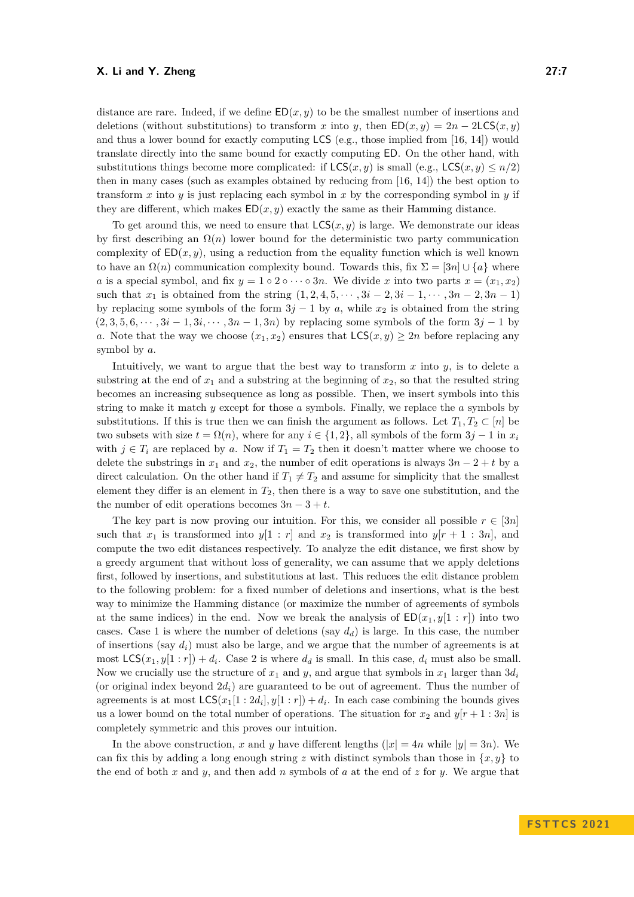distance are rare. Indeed, if we define $\mathsf{ED}(x, y)$ to be the smallest number of insertions and deletions (without substitutions) to transform $x$ into $y$, then $\mathsf{ED}(x, y) = 2n - 2\mathsf{LCS}(x, y)$ and thus a lower bound for exactly computing $\mathsf{LCS}$ (e.g., those implied from [16, 14]) would translate directly into the same bound for exactly computing $\mathsf{ED}$. On the other hand, with substitutions things become more complicated: if $\mathsf{LCS}(x, y)$ is small (e.g., $\mathsf{LCS}(x, y) \leq n/2$) then in many cases (such as examples obtained by reducing from [16, 14]) the best option to transform $x$ into $y$ is just replacing each symbol in $x$ by the corresponding symbol in $y$ if they are different, which makes $\mathsf{ED}(x, y)$ exactly the same as their Hamming distance.

To get around this, we need to ensure that $\mathsf{LCS}(x, y)$ is large. We demonstrate our ideas by first describing an $\Omega(n)$ lower bound for the deterministic two party communication complexity of $\mathsf{ED}(x, y)$, using a reduction from the equality function which is well known to have an $\Omega(n)$ communication complexity bound. Towards this, fix $\Sigma = [3n] \cup \{a\}$ where $a$ is a special symbol, and fix $y = 1 \circ 2 \circ \cdots \circ 3n$. We divide $x$ into two parts $x = (x_1, x_2)$ such that $x_1$ is obtained from the string $(1, 2, 4, 5, \cdots, 3i-2, 3i-1, \cdots, 3n-2, 3n-1)$ by replacing some symbols of the form $3j-1$ by $a$, while $x_2$ is obtained from the string $(2, 3, 5, 6, \cdots, 3i-1, 3i, \cdots, 3n-1, 3n)$ by replacing some symbols of the form $3j-1$ by $a$. Note that the way we choose $(x_1, x_2)$ ensures that $\mathsf{LCS}(x, y) \geq 2n$ before replacing any symbol by $a$.

Intuitively, we want to argue that the best way to transform $x$ into $y$, is to delete a substring at the end of $x_1$ and a substring at the beginning of $x_2$, so that the resulted string becomes an increasing subsequence as long as possible. Then, we insert symbols into this string to make it match $y$ except for those $a$ symbols. Finally, we replace the $a$ symbols by substitutions. If this is true then we can finish the argument as follows. Let $T_1, T_2 \subset [n]$ be two subsets with size $t = \Omega(n)$, where for any $i \in \{1, 2\}$, all symbols of the form $3j-1$ in $x_i$ with $j \in T_i$ are replaced by $a$. Now if $T_1 = T_2$ then it doesn't matter where we choose to delete the substrings in $x_1$ and $x_2$, the number of edit operations is always $3n - 2 + t$ by a direct calculation. On the other hand if $T_1 \neq T_2$ and assume for simplicity that the smallest element they differ is an element in $T_2$, then there is a way to save one substitution, and the the number of edit operations becomes $3n - 3 + t$.

The key part is now proving our intuition. For this, we consider all possible $r \in [3n]$ such that $x_1$ is transformed into $y[1:r]$ and $x_2$ is transformed into $y[r+1:3n]$, and compute the two edit distances respectively. To analyze the edit distance, we first show by a greedy argument that without loss of generality, we can assume that we apply deletions first, followed by insertions, and substitutions at last. This reduces the edit distance problem to the following problem: for a fixed number of deletions and insertions, what is the best way to minimize the Hamming distance (or maximize the number of agreements of symbols at the same indices) in the end. Now we break the analysis of $\mathsf{ED}(x_1, y[1:r])$ into two cases. Case 1 is where the number of deletions (say $d_d$) is large. In this case, the number of insertions (say $d_i$) must also be large, and we argue that the number of agreements is at most $\mathsf{LCS}(x_1, y[1:r]) + d_i$. Case 2 is where $d_d$ is small. In this case, $d_i$ must also be small. Now we crucially use the structure of $x_1$ and $y$, and argue that symbols in $x_1$ larger than $3d_i$ (or original index beyond $2d_i$) are guaranteed to be out of agreement. Thus the number of agreements is at most $\mathsf{LCS}(x_1[1:2d_i], y[1:r]) + d_i$. In each case combining the bounds gives us a lower bound on the total number of operations. The situation for $x_2$ and $y[r+1:3n]$ is completely symmetric and this proves our intuition.

In the above construction, $x$ and $y$ have different lengths ($|x| = 4n$ while $|y| = 3n$). We can fix this by adding a long enough string $z$ with distinct symbols than those in $\{x, y\}$ to the end of both $x$ and $y$, and then add $n$ symbols of $a$ at the end of $z$ for $y$. We argue that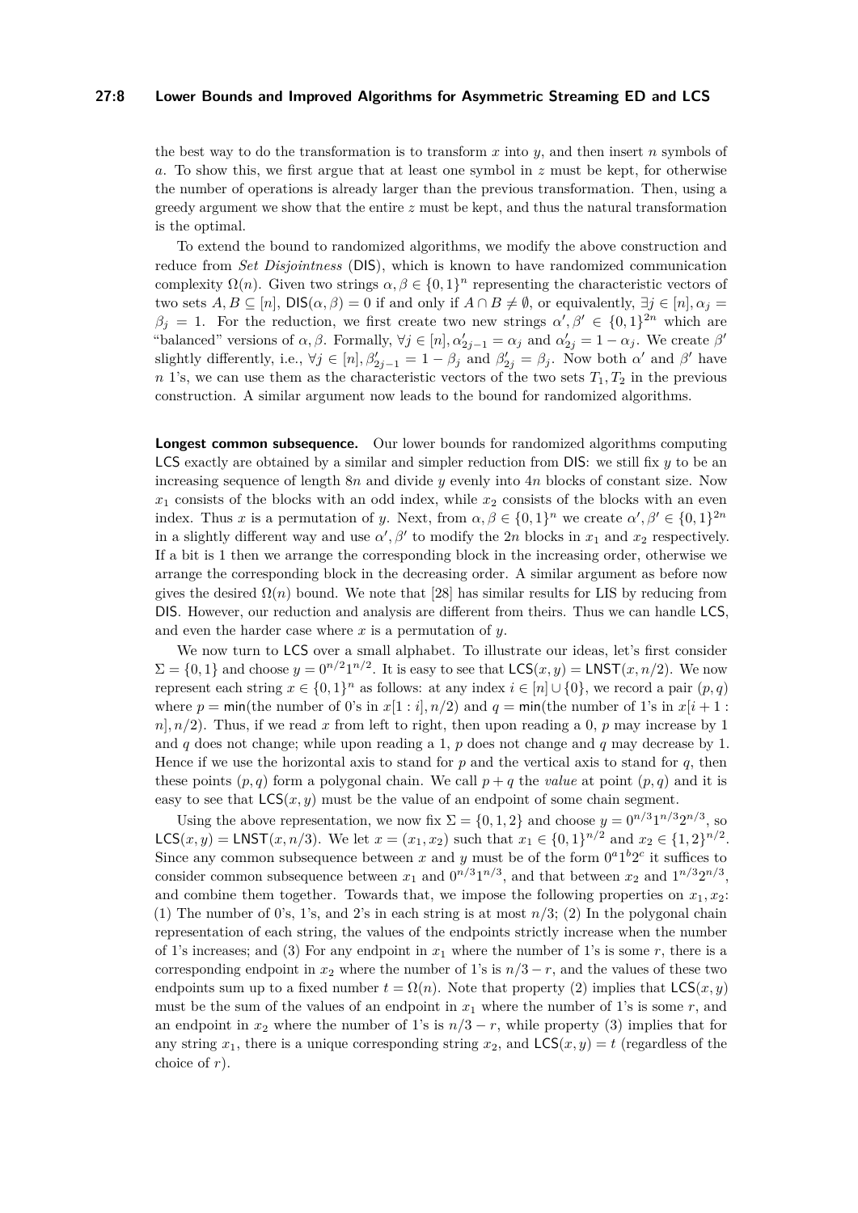the best way to do the transformation is to transform $x$ into $y$, and then insert $n$ symbols of $a$. To show this, we first argue that at least one symbol in $z$ must be kept, for otherwise the number of operations is already larger than the previous transformation. Then, using a greedy argument we show that the entire $z$ must be kept, and thus the natural transformation is the optimal.

To extend the bound to randomized algorithms, we modify the above construction and reduce from *Set Disjointness* (DIS), which is known to have randomized communication complexity $\Omega(n)$. Given two strings $\alpha, \beta \in \{0,1\}^n$ representing the characteristic vectors of two sets $A, B \subseteq [n]$, $\mathsf{DIS}(\alpha, \beta) = 0$ if and only if $A \cap B \neq \emptyset$, or equivalently, $\exists j \in [n], \alpha_j = \beta_j = 1$. For the reduction, we first create two new strings $\alpha', \beta' \in \{0,1\}^{2n}$ which are "balanced" versions of $\alpha, \beta$. Formally, $\forall j \in [n], \alpha'_{2j-1} = \alpha_j$ and $\alpha'_{2j} = 1 - \alpha_j$. We create $\beta'$ slightly differently, i.e., $\forall j \in [n], \beta'_{2j-1} = 1 - \beta_j$ and $\beta'_{2j} = \beta_j$. Now both $\alpha'$ and $\beta'$ have $n$ 1's, we can use them as the characteristic vectors of the two sets $T_1, T_2$ in the previous construction. A similar argument now leads to the bound for randomized algorithms.

**Longest common subsequence.** Our lower bounds for randomized algorithms computing LCS exactly are obtained by a similar and simpler reduction from DIS: we still fix $y$ to be an increasing sequence of length $8n$ and divide $y$ evenly into $4n$ blocks of constant size. Now $x_1$ consists of the blocks with an odd index, while $x_2$ consists of the blocks with an even index. Thus $x$ is a permutation of $y$. Next, from $\alpha, \beta \in \{0,1\}^n$ we create $\alpha', \beta' \in \{0,1\}^{2n}$ in a slightly different way and use $\alpha', \beta'$ to modify the $2n$ blocks in $x_1$ and $x_2$ respectively. If a bit is 1 then we arrange the corresponding block in the increasing order, otherwise we arrange the corresponding block in the decreasing order. A similar argument as before now gives the desired $\Omega(n)$ bound. We note that [28] has similar results for LIS by reducing from DIS. However, our reduction and analysis are different from theirs. Thus we can handle LCS, and even the harder case where $x$ is a permutation of $y$.

We now turn to LCS over a small alphabet. To illustrate our ideas, let's first consider $\Sigma = \{0,1\}$ and choose $y = 0^{n/2}1^{n/2}$. It is easy to see that $\mathsf{LCS}(x, y) = \mathsf{LNST}(x, n/2)$. We now represent each string $x \in \{0,1\}^n$ as follows: at any index $i \in [n] \cup \{0\}$, we record a pair $(p, q)$ where $p = \min$(the number of 0's in $x[1:i], n/2$) and $q = \min$(the number of 1's in $x[i+1:n], n/2$). Thus, if we read $x$ from left to right, then upon reading a 0, $p$ may increase by 1 and $q$ does not change; while upon reading a 1, $p$ does not change and $q$ may decrease by 1. Hence if we use the horizontal axis to stand for $p$ and the vertical axis to stand for $q$, then these points $(p, q)$ form a polygonal chain. We call $p + q$ the *value* at point $(p, q)$ and it is easy to see that $\mathsf{LCS}(x, y)$ must be the value of an endpoint of some chain segment.

Using the above representation, we now fix $\Sigma = \{0,1,2\}$ and choose $y = 0^{n/3}1^{n/3}2^{n/3}$, so $\mathsf{LCS}(x, y) = \mathsf{LNST}(x, n/3)$. We let $x = (x_1, x_2)$ such that $x_1 \in \{0,1\}^{n/2}$ and $x_2 \in \{1,2\}^{n/2}$. Since any common subsequence between $x$ and $y$ must be of the form $0^a1^b2^c$ it suffices to consider common subsequence between $x_1$ and $0^{n/3}1^{n/3}$, and that between $x_2$ and $1^{n/3}2^{n/3}$, and combine them together. Towards that, we impose the following properties on $x_1, x_2$: (1) The number of 0's, 1's, and 2's in each string is at most $n/3$; (2) In the polygonal chain representation of each string, the values of the endpoints strictly increase when the number of 1's increases; and (3) For any endpoint in $x_1$ where the number of 1's is some $r$, there is a corresponding endpoint in $x_2$ where the number of 1's is $n/3 - r$, and the values of these two endpoints sum up to a fixed number $t = \Omega(n)$. Note that property (2) implies that $\mathsf{LCS}(x, y)$ must be the sum of the values of an endpoint in $x_1$ where the number of 1's is some $r$, and an endpoint in $x_2$ where the number of 1's is $n/3 - r$, while property (3) implies that for any string $x_1$, there is a unique corresponding string $x_2$, and $\mathsf{LCS}(x, y) = t$ (regardless of the choice of $r$).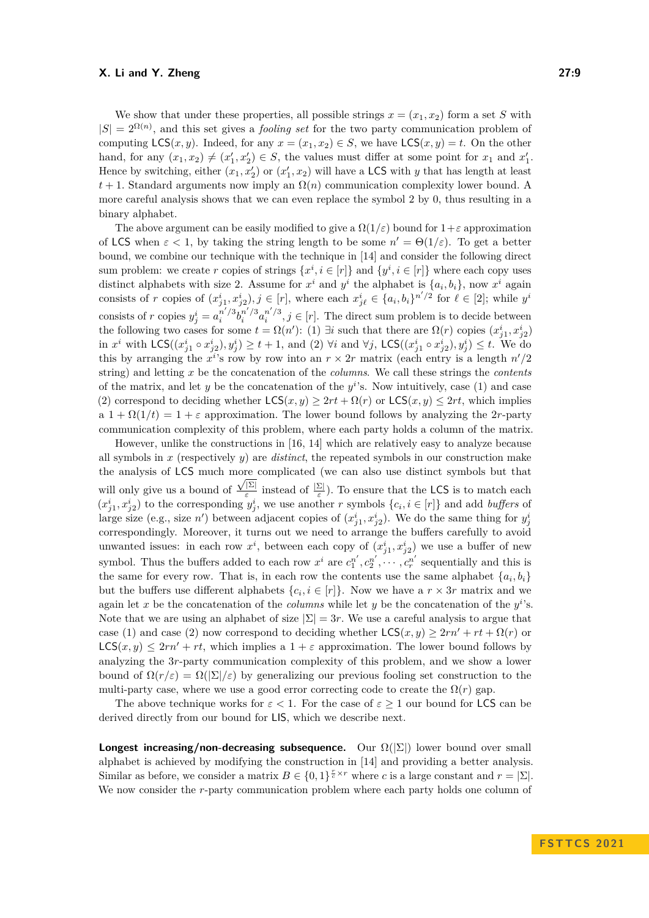We show that under these properties, all possible strings $x = (x_1, x_2)$ form a set $S$ with $|S| = 2^{\Omega(n)}$, and this set gives a *fooling set* for the two party communication problem of computing $\mathsf{LCS}(x, y)$. Indeed, for any $x = (x_1, x_2) \in S$, we have $\mathsf{LCS}(x, y) = t$. On the other hand, for any $(x_1, x_2) \neq (x'_1, x'_2) \in S$, the values must differ at some point for $x_1$ and $x'_1$. Hence by switching, either $(x_1, x'_2)$ or $(x'_1, x_2)$ will have a $\mathsf{LCS}$ with $y$ that has length at least $t + 1$. Standard arguments now imply an $\Omega(n)$ communication complexity lower bound. A more careful analysis shows that we can even replace the symbol 2 by 0, thus resulting in a binary alphabet.

The above argument can be easily modified to give a $\Omega(1/\varepsilon)$ bound for $1+\varepsilon$ approximation of $\mathsf{LCS}$ when $\varepsilon < 1$, by taking the string length to be some $n' = \Theta(1/\varepsilon)$. To get a better bound, we combine our technique with the technique in [14] and consider the following direct sum problem: we create $r$ copies of strings $\{x^i, i \in [r]\}$ and $\{y^i, i \in [r]\}$ where each copy uses distinct alphabets with size 2. Assume for $x^i$ and $y^i$ the alphabet is $\{a_i, b_i\}$, now $x^i$ again consists of $r$ copies of $(x^i_{j1}, x^i_{j2}), j \in [r]$, where each $x^i_{j\ell} \in \{a_i, b_i\}^{n'/2}$ for $\ell \in [2]$; while $y^i$ consists of $r$ copies $y^i_j = a_i^{n'/3} b_i^{n'/3} a_i^{n'/3}, j \in [r]$. The direct sum problem is to decide between the following two cases for some $t = \Omega(n')$: (1) $\exists i$ such that there are $\Omega(r)$ copies $(x^i_{j1}, x^i_{j2})$ in $x^i$ with $\mathsf{LCS}((x^i_{j1} \circ x^i_{j2}), y^i_j) \geq t + 1$, and (2) $\forall i$ and $\forall j$, $\mathsf{LCS}((x^i_{j1} \circ x^i_{j2}), y^i_j) \leq t$. We do this by arranging the $x^i$'s row by row into an $r \times 2r$ matrix (each entry is a length $n'/2$ string) and letting $x$ be the concatenation of the *columns*. We call these strings the *contents* of the matrix, and let $y$ be the concatenation of the $y^i$'s. Now intuitively, case (1) and case (2) correspond to deciding whether $\mathsf{LCS}(x, y) \geq 2rt + \Omega(r)$ or $\mathsf{LCS}(x, y) \leq 2rt$, which implies a $1 + \Omega(1/t) = 1 + \varepsilon$ approximation. The lower bound follows by analyzing the $2r$-party communication complexity of this problem, where each party holds a column of the matrix.

However, unlike the constructions in [16, 14] which are relatively easy to analyze because all symbols in $x$ (respectively $y$) are *distinct*, the repeated symbols in our construction make the analysis of $\mathsf{LCS}$ much more complicated (we can also use distinct symbols but that will only give us a bound of $\frac{\sqrt{|\Sigma|}}{\varepsilon}$ instead of $\frac{|\Sigma|}{\varepsilon}$). To ensure that the $\mathsf{LCS}$ is to match each $(x^i_{j1}, x^i_{j2})$ to the corresponding $y^i_j$, we use another $r$ symbols $\{c_i, i \in [r]\}$ and add *buffers* of large size (e.g., size $n'$) between adjacent copies of $(x^i_{j1}, x^i_{j2})$. We do the same thing for $y^i_j$ correspondingly. Moreover, it turns out we need to arrange the buffers carefully to avoid unwanted issues: in each row $x^i$, between each copy of $(x^i_{j1}, x^i_{j2})$ we use a buffer of new symbol. Thus the buffers added to each row $x^i$ are $c_1^{n'}, c_2^{n'}, \cdots, c_r^{n'}$ sequentially and this is the same for every row. That is, in each row the contents use the same alphabet $\{a_i, b_i\}$ but the buffers use different alphabets $\{c_i, i \in [r]\}$. Now we have a $r \times 3r$ matrix and we again let $x$ be the concatenation of the *columns* while let $y$ be the concatenation of the $y^i$'s. Note that we are using an alphabet of size $|\Sigma| = 3r$. We use a careful analysis to argue that case (1) and case (2) now correspond to deciding whether $\mathsf{LCS}(x, y) \geq 2rn' + rt + \Omega(r)$ or $\mathsf{LCS}(x, y) \leq 2rn' + rt$, which implies a $1 + \varepsilon$ approximation. The lower bound follows by analyzing the $3r$-party communication complexity of this problem, and we show a lower bound of $\Omega(r/\varepsilon) = \Omega(|\Sigma|/\varepsilon)$ by generalizing our previous fooling set construction to the multi-party case, where we use a good error correcting code to create the $\Omega(r)$ gap.

The above technique works for $\varepsilon < 1$. For the case of $\varepsilon \geq 1$ our bound for $\mathsf{LCS}$ can be derived directly from our bound for $\mathsf{LIS}$, which we describe next.

**Longest increasing/non-decreasing subsequence.** Our $\Omega(|\Sigma|)$ lower bound over small alphabet is achieved by modifying the construction in [14] and providing a better analysis. Similar as before, we consider a matrix $B \in \{0,1\}^{\frac{r}{c} \times r}$ where $c$ is a large constant and $r = |\Sigma|$. We now consider the $r$-party communication problem where each party holds one column of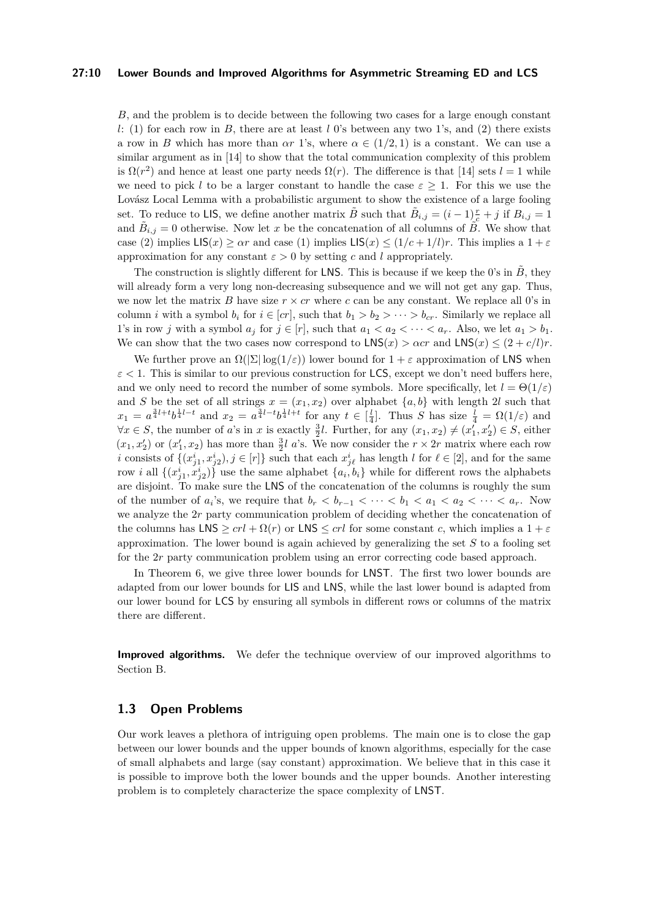$B$, and the problem is to decide between the following two cases for a large enough constant $l$: (1) for each row in $B$, there are at least $l$ 0's between any two 1's, and (2) there exists a row in $B$ which has more than $\alpha r$ 1's, where $\alpha \in (1/2, 1)$ is a constant. We can use a similar argument as in [14] to show that the total communication complexity of this problem is $\Omega(r^2)$ and hence at least one party needs $\Omega(r)$. The difference is that [14] sets $l = 1$ while we need to pick $l$ to be a larger constant to handle the case $\varepsilon \geq 1$. For this we use the Lovász Local Lemma with a probabilistic argument to show the existence of a large fooling set. To reduce to LIS, we define another matrix $\tilde{B}$ such that $\tilde{B}_{i,j} = (i-1)\frac{r}{c} + j$ if $B_{i,j} = 1$ and $\tilde{B}_{i,j} = 0$ otherwise. Now let $x$ be the concatenation of all columns of $\tilde{B}$. We show that case (2) implies $\mathsf{LIS}(x) \geq \alpha r$ and case (1) implies $\mathsf{LIS}(x) \leq (1/c + 1/l)r$. This implies a $1 + \varepsilon$ approximation for any constant $\varepsilon > 0$ by setting $c$ and $l$ appropriately.

The construction is slightly different for LNS. This is because if we keep the 0's in $\tilde{B}$, they will already form a very long non-decreasing subsequence and we will not get any gap. Thus, we now let the matrix $B$ have size $r \times cr$ where $c$ can be any constant. We replace all 0's in column $i$ with a symbol $b_i$ for $i \in [cr]$, such that $b_1 > b_2 > \cdots > b_{cr}$. Similarly we replace all 1's in row $j$ with a symbol $a_j$ for $j \in [r]$, such that $a_1 < a_2 < \cdots < a_r$. Also, we let $a_1 > b_1$. We can show that the two cases now correspond to $\mathsf{LNS}(x) > \alpha cr$ and $\mathsf{LNS}(x) \leq (2 + c/l)r$.

We further prove an $\Omega(|\Sigma| \log(1/\varepsilon))$ lower bound for $1 + \varepsilon$ approximation of LNS when $\varepsilon < 1$. This is similar to our previous construction for LCS, except we don't need buffers here, and we only need to record the number of some symbols. More specifically, let $l = \Theta(1/\varepsilon)$ and $S$ be the set of all strings $x = (x_1, x_2)$ over alphabet $\{a, b\}$ with length $2l$ such that $x_1 = a^{\frac{3}{4}l+t} b^{\frac{1}{4}l-t}$ and $x_2 = a^{\frac{3}{4}l-t} b^{\frac{1}{4}l+t}$ for any $t \in [\frac{l}{4}]$. Thus $S$ has size $\frac{l}{4} = \Omega(1/\varepsilon)$ and $\forall x \in S$, the number of $a$'s in $x$ is exactly $\frac{3}{2}l$. Further, for any $(x_1, x_2) \neq (x_1', x_2') \in S$, either $(x_1, x_2')$ or $(x_1', x_2)$ has more than $\frac{3}{2}l$ $a$'s. We now consider the $r \times 2r$ matrix where each row $i$ consists of $\{(x^i_{j1}, x^i_{j2}), j \in [r]\}$ such that each $x^i_{j\ell}$ has length $l$ for $\ell \in [2]$, and for the same row $i$ all $\{(x^i_{j1}, x^i_{j2})\}$ use the same alphabet $\{a_i, b_i\}$ while for different rows the alphabets are disjoint. To make sure the LNS of the concatenation of the columns is roughly the sum of the number of $a_i$'s, we require that $b_r < b_{r-1} < \cdots < b_1 < a_1 < a_2 < \cdots < a_r$. Now we analyze the $2r$ party communication problem of deciding whether the concatenation of the columns has $\mathsf{LNS} \geq crl + \Omega(r)$ or $\mathsf{LNS} \leq crl$ for some constant $c$, which implies a $1 + \varepsilon$ approximation. The lower bound is again achieved by generalizing the set $S$ to a fooling set for the $2r$ party communication problem using an error correcting code based approach.

In Theorem 6, we give three lower bounds for LNST. The first two lower bounds are adapted from our lower bounds for LIS and LNS, while the last lower bound is adapted from our lower bound for LCS by ensuring all symbols in different rows or columns of the matrix there are different.

**Improved algorithms.** We defer the technique overview of our improved algorithms to Section B.

## 1.3 Open Problems

Our work leaves a plethora of intriguing open problems. The main one is to close the gap between our lower bounds and the upper bounds of known algorithms, especially for the case of small alphabets and large (say constant) approximation. We believe that in this case it is possible to improve both the lower bounds and the upper bounds. Another interesting problem is to completely characterize the space complexity of LNST.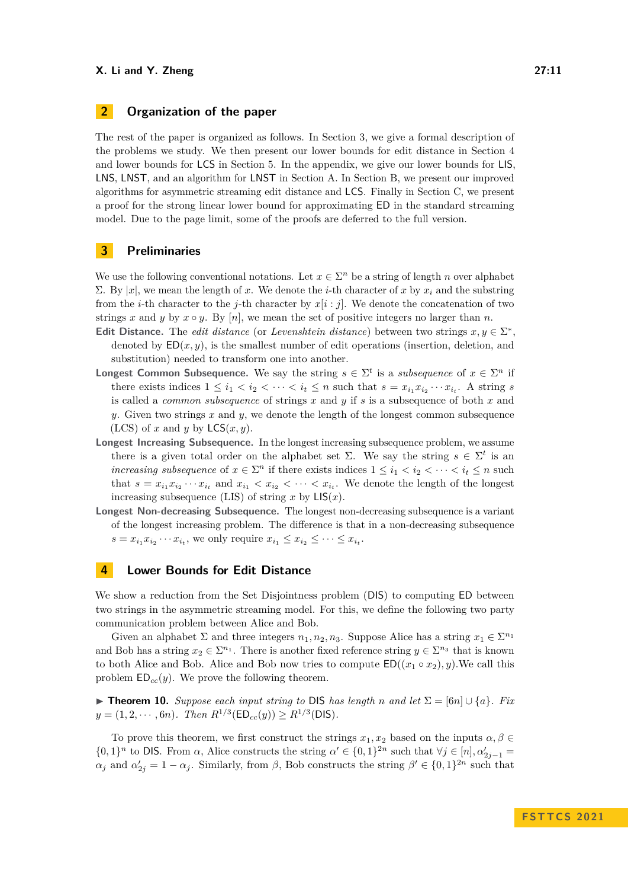## 2 Organization of the paper

The rest of the paper is organized as follows. In Section 3, we give a formal description of the problems we study. We then present our lower bounds for edit distance in Section 4 and lower bounds for LCS in Section 5. In the appendix, we give our lower bounds for LIS, LNS, LNST, and an algorithm for LNST in Section A. In Section B, we present our improved algorithms for asymmetric streaming edit distance and LCS. Finally in Section C, we present a proof for the strong linear lower bound for approximating ED in the standard streaming model. Due to the page limit, some of the proofs are deferred to the full version.

## 3 Preliminaries

We use the following conventional notations. Let $x \in \Sigma^n$ be a string of length $n$ over alphabet $\Sigma$. By $|x|$, we mean the length of $x$. We denote the $i$-th character of $x$ by $x_i$ and the substring from the $i$-th character to the $j$-th character by $x[i:j]$. We denote the concatenation of two strings $x$ and $y$ by $x \circ y$. By $[n]$, we mean the set of positive integers no larger than $n$.

**Edit Distance.** The *edit distance* (or *Levenshtein distance*) between two strings $x, y \in \Sigma^*$, denoted by $\mathsf{ED}(x, y)$, is the smallest number of edit operations (insertion, deletion, and substitution) needed to transform one into another.

**Longest Common Subsequence.** We say the string $s \in \Sigma^t$ is a *subsequence* of $x \in \Sigma^n$ if there exists indices $1 \le i_1 < i_2 < \cdots < i_t \le n$ such that $s = x_{i_1}x_{i_2}\cdots x_{i_t}$. A string $s$ is called a *common subsequence* of strings $x$ and $y$ if $s$ is a subsequence of both $x$ and $y$. Given two strings $x$ and $y$, we denote the length of the longest common subsequence (LCS) of $x$ and $y$ by $\mathsf{LCS}(x, y)$.

**Longest Increasing Subsequence.** In the longest increasing subsequence problem, we assume there is a given total order on the alphabet set $\Sigma$. We say the string $s \in \Sigma^t$ is an *increasing subsequence* of $x \in \Sigma^n$ if there exists indices $1 \le i_1 < i_2 < \cdots < i_t \le n$ such that $s = x_{i_1}x_{i_2}\cdots x_{i_t}$ and $x_{i_1} < x_{i_2} < \cdots < x_{i_t}$. We denote the length of the longest increasing subsequence (LIS) of string $x$ by $\mathsf{LIS}(x)$.

**Longest Non-decreasing Subsequence.** The longest non-decreasing subsequence is a variant of the longest increasing problem. The difference is that in a non-decreasing subsequence $s = x_{i_1}x_{i_2}\cdots x_{i_t}$, we only require $x_{i_1} \le x_{i_2} \le \cdots \le x_{i_t}$.

## 4 Lower Bounds for Edit Distance

We show a reduction from the Set Disjointness problem (DIS) to computing ED between two strings in the asymmetric streaming model. For this, we define the following two party communication problem between Alice and Bob.

Given an alphabet $\Sigma$ and three integers $n_1, n_2, n_3$. Suppose Alice has a string $x_1 \in \Sigma^{n_1}$ and Bob has a string $x_2 \in \Sigma^{n_1}$. There is another fixed reference string $y \in \Sigma^{n_3}$ that is known to both Alice and Bob. Alice and Bob now tries to compute $\mathsf{ED}((x_1 \circ x_2), y)$.We call this problem $\mathsf{ED}_{cc}(y)$. We prove the following theorem.

▶ **Theorem 10.** *Suppose each input string to* DIS *has length $n$ and let $\Sigma = [6n] \cup \{a\}$. Fix $y = (1, 2, \cdots, 6n)$. Then $R^{1/3}(\mathsf{ED}_{cc}(y)) \ge R^{1/3}(\mathsf{DIS})$.*

To prove this theorem, we first construct the strings $x_1, x_2$ based on the inputs $\alpha, \beta \in \{0,1\}^n$ to DIS. From $\alpha$, Alice constructs the string $\alpha' \in \{0,1\}^{2n}$ such that $\forall j \in [n], \alpha'_{2j-1} = \alpha_j$ and $\alpha'_{2j} = 1 - \alpha_j$. Similarly, from $\beta$, Bob constructs the string $\beta' \in \{0,1\}^{2n}$ such that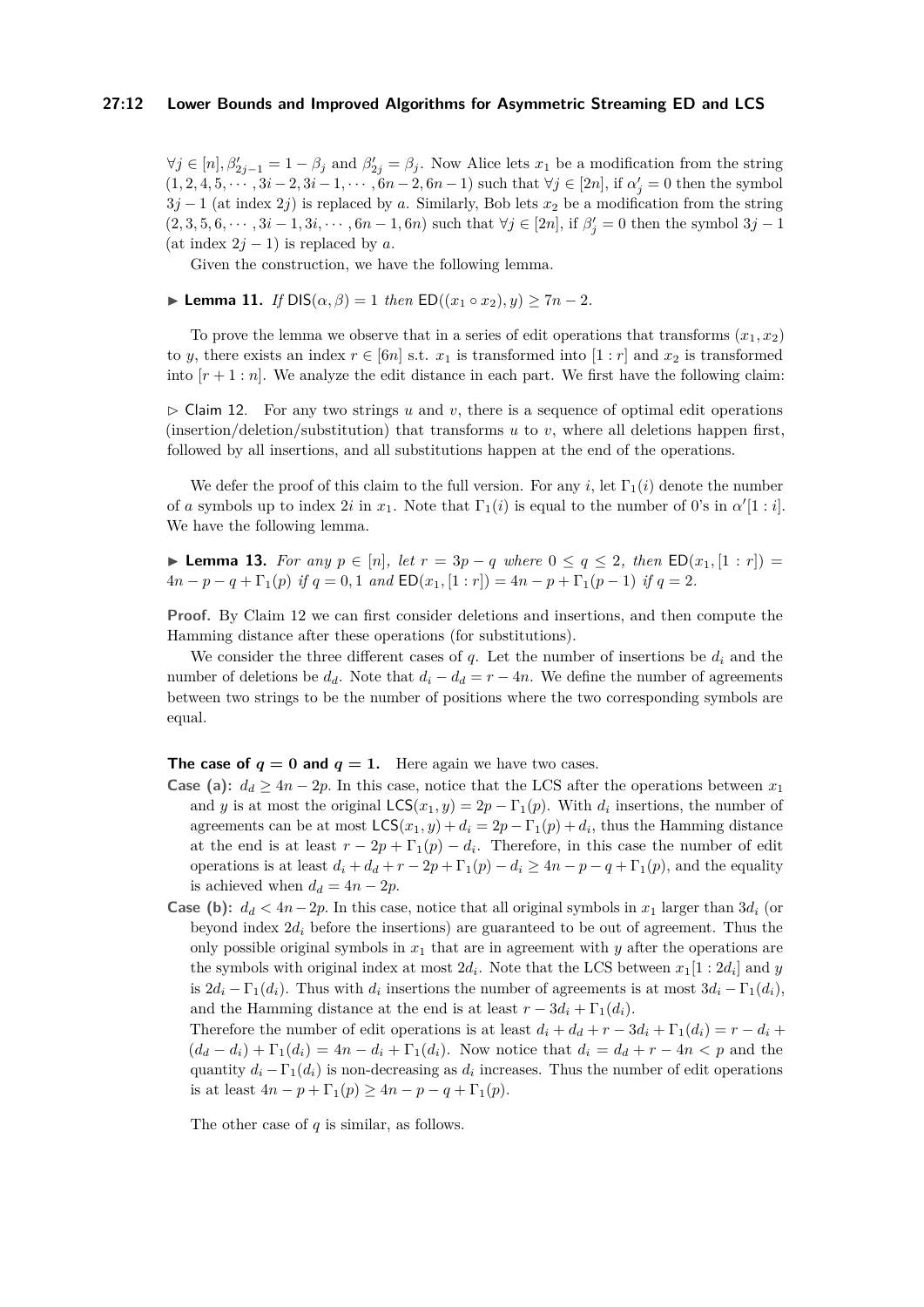$\forall j \in [n], \beta'_{2j-1} = 1 - \beta_j$ and $\beta'_{2j} = \beta_j$. Now Alice lets $x_1$ be a modification from the string $(1, 2, 4, 5, \cdots, 3i-2, 3i-1, \cdots, 6n-2, 6n-1)$ such that $\forall j \in [2n]$, if $\alpha'_j = 0$ then the symbol $3j-1$ (at index $2j$) is replaced by $a$. Similarly, Bob lets $x_2$ be a modification from the string $(2, 3, 5, 6, \cdots, 3i-1, 3i, \cdots, 6n-1, 6n)$ such that $\forall j \in [2n]$, if $\beta'_j = 0$ then the symbol $3j-1$ (at index $2j-1$) is replaced by $a$.

Given the construction, we have the following lemma.

**Lemma 11.** *If* $\mathsf{DIS}(\alpha, \beta) = 1$ *then* $\mathsf{ED}((x_1 \circ x_2), y) \geq 7n - 2$.

To prove the lemma we observe that in a series of edit operations that transforms $(x_1, x_2)$ to $y$, there exists an index $r \in [6n]$ s.t. $x_1$ is transformed into $[1:r]$ and $x_2$ is transformed into $[r+1:n]$. We analyze the edit distance in each part. We first have the following claim:

▷ Claim 12. For any two strings $u$ and $v$, there is a sequence of optimal edit operations (insertion/deletion/substitution) that transforms $u$ to $v$, where all deletions happen first, followed by all insertions, and all substitutions happen at the end of the operations.

We defer the proof of this claim to the full version. For any $i$, let $\Gamma_1(i)$ denote the number of $a$ symbols up to index $2i$ in $x_1$. Note that $\Gamma_1(i)$ is equal to the number of 0's in $\alpha'[1:i]$. We have the following lemma.

**Lemma 13.** *For any* $p \in [n]$, *let* $r = 3p - q$ *where* $0 \leq q \leq 2$, *then* $\mathsf{ED}(x_1, [1:r]) = 4n - p - q + \Gamma_1(p)$ *if* $q = 0, 1$ *and* $\mathsf{ED}(x_1, [1:r]) = 4n - p + \Gamma_1(p-1)$ *if* $q = 2$.

**Proof.** By Claim 12 we can first consider deletions and insertions, and then compute the Hamming distance after these operations (for substitutions).

We consider the three different cases of $q$. Let the number of insertions be $d_i$ and the number of deletions be $d_d$. Note that $d_i - d_d = r - 4n$. We define the number of agreements between two strings to be the number of positions where the two corresponding symbols are equal.

**The case of $q = 0$ and $q = 1$.** Here again we have two cases.

- **Case (a):** $d_d \geq 4n - 2p$. In this case, notice that the LCS after the operations between $x_1$ and $y$ is at most the original $\mathsf{LCS}(x_1, y) = 2p - \Gamma_1(p)$. With $d_i$ insertions, the number of agreements can be at most $\mathsf{LCS}(x_1, y) + d_i = 2p - \Gamma_1(p) + d_i$, thus the Hamming distance at the end is at least $r - 2p + \Gamma_1(p) - d_i$. Therefore, in this case the number of edit operations is at least $d_i + d_d + r - 2p + \Gamma_1(p) - d_i \geq 4n - p - q + \Gamma_1(p)$, and the equality is achieved when $d_d = 4n - 2p$.
- **Case (b):** $d_d < 4n - 2p$. In this case, notice that all original symbols in $x_1$ larger than $3d_i$ (or beyond index $2d_i$ before the insertions) are guaranteed to be out of agreement. Thus the only possible original symbols in $x_1$ that are in agreement with $y$ after the operations are the symbols with original index at most $2d_i$. Note that the LCS between $x_1[1:2d_i]$ and $y$ is $2d_i - \Gamma_1(d_i)$. Thus with $d_i$ insertions the number of agreements is at most $3d_i - \Gamma_1(d_i)$, and the Hamming distance at the end is at least $r - 3d_i + \Gamma_1(d_i)$.

  Therefore the number of edit operations is at least $d_i + d_d + r - 3d_i + \Gamma_1(d_i) = r - d_i + (d_d - d_i) + \Gamma_1(d_i) = 4n - d_i + \Gamma_1(d_i)$. Now notice that $d_i = d_d + r - 4n < p$ and the quantity $d_i - \Gamma_1(d_i)$ is non-decreasing as $d_i$ increases. Thus the number of edit operations is at least $4n - p + \Gamma_1(p) \geq 4n - p - q + \Gamma_1(p)$.

The other case of $q$ is similar, as follows.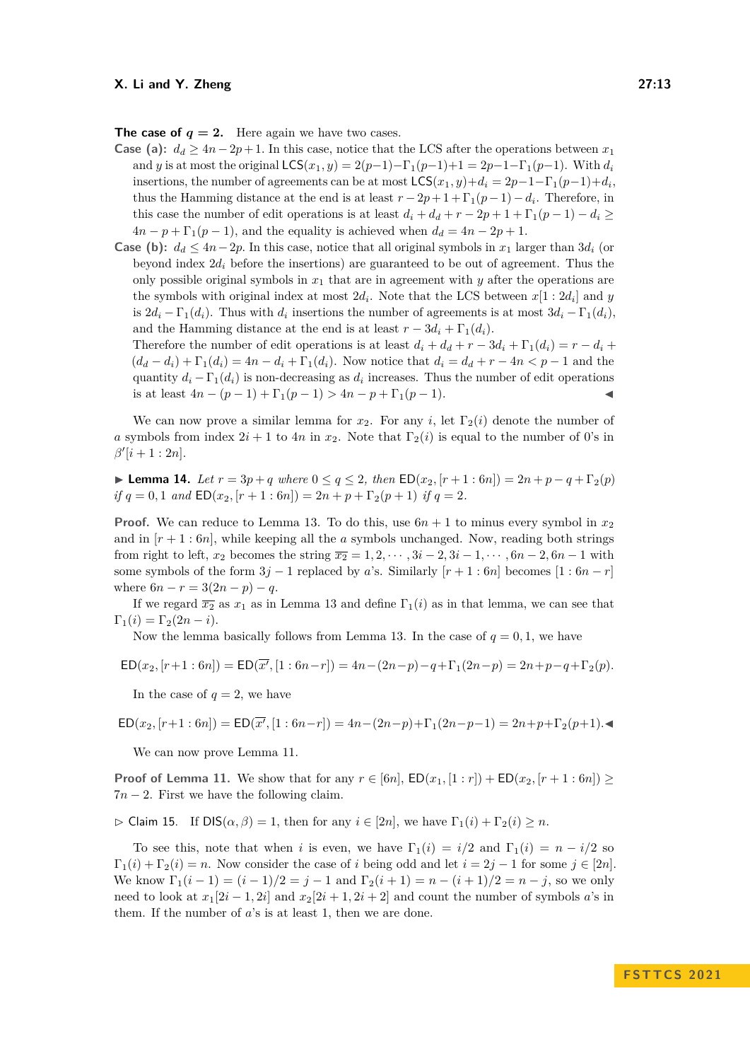**The case of $q = 2$.** Here again we have two cases.

**Case (a):** $d_d \geq 4n - 2p + 1$. In this case, notice that the LCS after the operations between $x_1$ and $y$ is at most the original $\mathsf{LCS}(x_1, y) = 2(p-1) - \Gamma_1(p-1) + 1 = 2p - 1 - \Gamma_1(p-1)$. With $d_i$ insertions, the number of agreements can be at most $\mathsf{LCS}(x_1, y) + d_i = 2p - 1 - \Gamma_1(p-1) + d_i$, thus the Hamming distance at the end is at least $r - 2p + 1 + \Gamma_1(p-1) - d_i$. Therefore, in this case the number of edit operations is at least $d_i + d_d + r - 2p + 1 + \Gamma_1(p-1) - d_i \geq 4n - p + \Gamma_1(p-1)$, and the equality is achieved when $d_d = 4n - 2p + 1$.

**Case (b):** $d_d \leq 4n - 2p$. In this case, notice that all original symbols in $x_1$ larger than $3d_i$ (or beyond index $2d_i$ before the insertions) are guaranteed to be out of agreement. Thus the only possible original symbols in $x_1$ that are in agreement with $y$ after the operations are the symbols with original index at most $2d_i$. Note that the LCS between $x[1 : 2d_i]$ and $y$ is $2d_i - \Gamma_1(d_i)$. Thus with $d_i$ insertions the number of agreements is at most $3d_i - \Gamma_1(d_i)$, and the Hamming distance at the end is at least $r - 3d_i + \Gamma_1(d_i)$.

Therefore the number of edit operations is at least $d_i + d_d + r - 3d_i + \Gamma_1(d_i) = r - d_i + (d_d - d_i) + \Gamma_1(d_i) = 4n - d_i + \Gamma_1(d_i)$. Now notice that $d_i = d_d + r - 4n < p - 1$ and the quantity $d_i - \Gamma_1(d_i)$ is non-decreasing as $d_i$ increases. Thus the number of edit operations is at least $4n - (p-1) + \Gamma_1(p-1) > 4n - p + \Gamma_1(p-1)$. ◀

We can now prove a similar lemma for $x_2$. For any $i$, let $\Gamma_2(i)$ denote the number of $a$ symbols from index $2i + 1$ to $4n$ in $x_2$. Note that $\Gamma_2(i)$ is equal to the number of 0's in $\beta'[i + 1 : 2n]$.

▶ **Lemma 14.** *Let $r = 3p + q$ where $0 \leq q \leq 2$, then $\mathsf{ED}(x_2, [r + 1 : 6n]) = 2n + p - q + \Gamma_2(p)$ if $q = 0, 1$ and $\mathsf{ED}(x_2, [r + 1 : 6n]) = 2n + p + \Gamma_2(p + 1)$ if $q = 2$.*

**Proof.** We can reduce to Lemma 13. To do this, use $6n + 1$ to minus every symbol in $x_2$ and in $[r + 1 : 6n]$, while keeping all the $a$ symbols unchanged. Now, reading both strings from right to left, $x_2$ becomes the string $\overline{x_2} = 1, 2, \cdots, 3i - 2, 3i - 1, \cdots, 6n - 2, 6n - 1$ with some symbols of the form $3j - 1$ replaced by $a$'s. Similarly $[r + 1 : 6n]$ becomes $[1 : 6n - r]$ where $6n - r = 3(2n - p) - q$.

If we regard $\overline{x_2}$ as $x_1$ as in Lemma 13 and define $\Gamma_1(i)$ as in that lemma, we can see that $\Gamma_1(i) = \Gamma_2(2n - i)$.

Now the lemma basically follows from Lemma 13. In the case of $q = 0, 1$, we have

$$\mathsf{ED}(x_2, [r+1 : 6n]) = \mathsf{ED}(\overline{x'}, [1 : 6n-r]) = 4n-(2n-p)-q+\Gamma_1(2n-p) = 2n+p-q+\Gamma_2(p).$$

In the case of $q = 2$, we have

$$\mathsf{ED}(x_2, [r+1 : 6n]) = \mathsf{ED}(\overline{x'}, [1 : 6n-r]) = 4n-(2n-p)+\Gamma_1(2n-p-1) = 2n+p+\Gamma_2(p+1). \blacktriangleleft$$

We can now prove Lemma 11.

**Proof of Lemma 11.** We show that for any $r \in [6n]$, $\mathsf{ED}(x_1, [1 : r]) + \mathsf{ED}(x_2, [r + 1 : 6n]) \geq 7n - 2$. First we have the following claim.

▷ Claim 15. If $\mathsf{DIS}(\alpha, \beta) = 1$, then for any $i \in [2n]$, we have $\Gamma_1(i) + \Gamma_2(i) \geq n$.

To see this, note that when $i$ is even, we have $\Gamma_1(i) = i/2$ and $\Gamma_1(i) = n - i/2$ so $\Gamma_1(i) + \Gamma_2(i) = n$. Now consider the case of $i$ being odd and let $i = 2j - 1$ for some $j \in [2n]$. We know $\Gamma_1(i - 1) = (i - 1)/2 = j - 1$ and $\Gamma_2(i + 1) = n - (i + 1)/2 = n - j$, so we only need to look at $x_1[2i - 1, 2i]$ and $x_2[2i + 1, 2i + 2]$ and count the number of symbols $a$'s in them. If the number of $a$'s is at least 1, then we are done.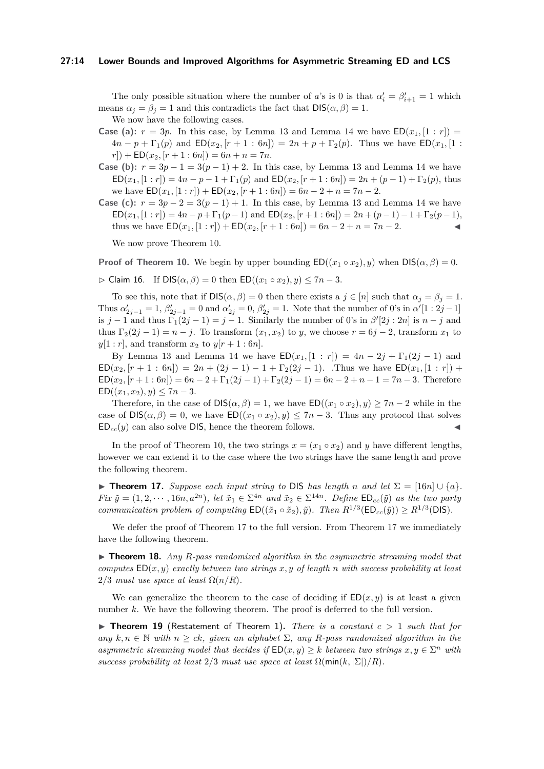The only possible situation where the number of $a$'s is 0 is that $\alpha'_i = \beta'_{i+1} = 1$ which means $\alpha_j = \beta_j = 1$ and this contradicts the fact that $\mathsf{DIS}(\alpha, \beta) = 1$.

We now have the following cases.

**Case (a):** $r = 3p$. In this case, by Lemma 13 and Lemma 14 we have $\mathsf{ED}(x_1, [1:r]) = 4n - p + \Gamma_1(p)$ and $\mathsf{ED}(x_2, [r+1:6n]) = 2n + p + \Gamma_2(p)$. Thus we have $\mathsf{ED}(x_1, [1:r]) + \mathsf{ED}(x_2, [r+1:6n]) = 6n + n = 7n$.

**Case (b):** $r = 3p - 1 = 3(p-1) + 2$. In this case, by Lemma 13 and Lemma 14 we have $\mathsf{ED}(x_1, [1:r]) = 4n - p - 1 + \Gamma_1(p)$ and $\mathsf{ED}(x_2, [r+1:6n]) = 2n + (p-1) + \Gamma_2(p)$, thus we have $\mathsf{ED}(x_1, [1:r]) + \mathsf{ED}(x_2, [r+1:6n]) = 6n - 2 + n = 7n - 2$.

**Case (c):** $r = 3p - 2 = 3(p-1) + 1$. In this case, by Lemma 13 and Lemma 14 we have $\mathsf{ED}(x_1, [1:r]) = 4n - p + \Gamma_1(p-1)$ and $\mathsf{ED}(x_2, [r+1:6n]) = 2n + (p-1) - 1 + \Gamma_2(p-1)$, thus we have $\mathsf{ED}(x_1, [1:r]) + \mathsf{ED}(x_2, [r+1:6n]) = 6n - 2 + n = 7n - 2$. ◀

We now prove Theorem 10.

**Proof of Theorem 10.** We begin by upper bounding $\mathsf{ED}((x_1 \circ x_2), y)$ when $\mathsf{DIS}(\alpha, \beta) = 0$.

▷ Claim 16. If $\mathsf{DIS}(\alpha, \beta) = 0$ then $\mathsf{ED}((x_1 \circ x_2), y) \le 7n - 3$.

To see this, note that if $\mathsf{DIS}(\alpha, \beta) = 0$ then there exists a $j \in [n]$ such that $\alpha_j = \beta_j = 1$. Thus $\alpha'_{2j-1} = 1$, $\beta'_{2j-1} = 0$ and $\alpha'_{2j} = 0$, $\beta'_{2j} = 1$. Note that the number of 0's in $\alpha'[1:2j-1]$ is $j-1$ and thus $\Gamma_1(2j-1) = j-1$. Similarly the number of 0's in $\beta'[2j:2n]$ is $n-j$ and thus $\Gamma_2(2j-1) = n-j$. To transform $(x_1, x_2)$ to $y$, we choose $r = 6j - 2$, transform $x_1$ to $y[1:r]$, and transform $x_2$ to $y[r+1:6n]$.

By Lemma 13 and Lemma 14 we have $\mathsf{ED}(x_1, [1:r]) = 4n - 2j + \Gamma_1(2j-1)$ and $\mathsf{ED}(x_2, [r+1:6n]) = 2n + (2j-1) - 1 + \Gamma_2(2j-1)$. .Thus we have $\mathsf{ED}(x_1, [1:r]) + \mathsf{ED}(x_2, [r+1:6n]) = 6n - 2 + \Gamma_1(2j-1) + \Gamma_2(2j-1) = 6n - 2 + n - 1 = 7n - 3$. Therefore $\mathsf{ED}((x_1, x_2), y) \le 7n - 3$.

Therefore, in the case of $\mathsf{DIS}(\alpha, \beta) = 1$, we have $\mathsf{ED}((x_1 \circ x_2), y) \ge 7n - 2$ while in the case of $\mathsf{DIS}(\alpha, \beta) = 0$, we have $\mathsf{ED}((x_1 \circ x_2), y) \le 7n - 3$. Thus any protocol that solves $\mathsf{ED}_{cc}(y)$ can also solve $\mathsf{DIS}$, hence the theorem follows. ◀

In the proof of Theorem 10, the two strings $x = (x_1 \circ x_2)$ and $y$ have different lengths, however we can extend it to the case where the two strings have the same length and prove the following theorem.

▶ **Theorem 17.** *Suppose each input string to* $\mathsf{DIS}$ *has length* $n$ *and let* $\Sigma = [16n] \cup \{a\}$. *Fix* $\tilde{y} = (1, 2, \cdots, 16n, a^{2n})$, *let* $\tilde{x}_1 \in \Sigma^{4n}$ *and* $\tilde{x}_2 \in \Sigma^{14n}$. *Define* $\mathsf{ED}_{cc}(\tilde{y})$ *as the two party communication problem of computing* $\mathsf{ED}((\tilde{x}_1 \circ \tilde{x}_2), \tilde{y})$. *Then* $R^{1/3}(\mathsf{ED}_{cc}(\tilde{y})) \ge R^{1/3}(\mathsf{DIS})$.

We defer the proof of Theorem 17 to the full version. From Theorem 17 we immediately have the following theorem.

▶ **Theorem 18.** *Any* $R$*-pass randomized algorithm in the asymmetric streaming model that computes* $\mathsf{ED}(x, y)$ *exactly between two strings* $x, y$ *of length* $n$ *with success probability at least* $2/3$ *must use space at least* $\Omega(n/R)$.

We can generalize the theorem to the case of deciding if $\mathsf{ED}(x, y)$ is at least a given number $k$. We have the following theorem. The proof is deferred to the full version.

▶ **Theorem 19** (Restatement of Theorem 1)**.** *There is a constant* $c > 1$ *such that for any* $k, n \in \mathbb{N}$ *with* $n \ge ck$, *given an alphabet* $\Sigma$, *any* $R$*-pass randomized algorithm in the asymmetric streaming model that decides if* $\mathsf{ED}(x, y) \ge k$ *between two strings* $x, y \in \Sigma^n$ *with success probability at least* $2/3$ *must use space at least* $\Omega(\min(k, |\Sigma|)/R)$.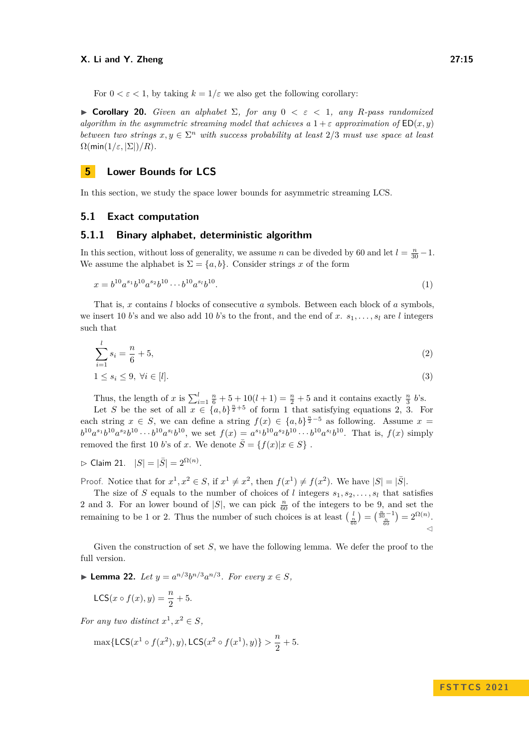For $0 < \varepsilon < 1$, by taking $k = 1/\varepsilon$ we also get the following corollary:

▶ **Corollary 20.** *Given an alphabet $\Sigma$, for any $0 < \varepsilon < 1$, any $R$-pass randomized algorithm in the asymmetric streaming model that achieves a $1+\varepsilon$ approximation of $\mathsf{ED}(x, y)$ between two strings $x, y \in \Sigma^n$ with success probability at least $2/3$ must use space at least $\Omega(\min(1/\varepsilon, |\Sigma|)/R)$.*

# 5 Lower Bounds for LCS

In this section, we study the space lower bounds for asymmetric streaming LCS.

## 5.1 Exact computation

### 5.1.1 Binary alphabet, deterministic algorithm

In this section, without loss of generality, we assume $n$ can be diveded by 60 and let $l = \frac{n}{30} - 1$. We assume the alphabet is $\Sigma = \{a, b\}$. Consider strings $x$ of the form

$$x = b^{10}a^{s_1}b^{10}a^{s_2}b^{10}\cdots b^{10}a^{s_l}b^{10}. \tag{1}$$

That is, $x$ contains $l$ blocks of consecutive $a$ symbols. Between each block of $a$ symbols, we insert 10 $b$'s and we also add 10 $b$'s to the front, and the end of $x$. $s_1, \dots, s_l$ are $l$ integers such that

$$\sum_{i=1}^{l} s_i = \frac{n}{6} + 5, \tag{2}$$

$$1 \le s_i \le 9, \ \forall i \in [l]. \tag{3}$$

Thus, the length of $x$ is $\sum_{i=1}^{l} \frac{n}{6} + 5 + 10(l+1) = \frac{n}{2} + 5$ and it contains exactly $\frac{n}{3}$ $b$'s.

Let $S$ be the set of all $x \in \{a, b\}^{\frac{n}{2}+5}$ of form 1 that satisfying equations 2, 3. For each string $x \in S$, we can define a string $f(x) \in \{a, b\}^{\frac{n}{2}-5}$ as following. Assume $x = b^{10}a^{s_1}b^{10}a^{s_2}b^{10}\cdots b^{10}a^{s_l}b^{10}$, we set $f(x) = a^{s_1}b^{10}a^{s_2}b^{10}\cdots b^{10}a^{s_l}b^{10}$. That is, $f(x)$ simply removed the first 10 $b$'s of $x$. We denote $\bar{S} = \{f(x) | x \in S\}$ .

▷ Claim 21. $|S| = |\bar{S}| = 2^{\Omega(n)}$.

Proof. Notice that for $x^1, x^2 \in S$, if $x^1 \neq x^2$, then $f(x^1) \neq f(x^2)$. We have $|S| = |\bar{S}|$.

The size of $S$ equals to the number of choices of $l$ integers $s_1, s_2, \dots, s_l$ that satisfies 2 and 3. For an lower bound of $|S|$, we can pick $\frac{n}{60}$ of the integers to be 9, and set the remaining to be 1 or 2. Thus the number of such choices is at least $\binom{l}{\frac{n}{60}} = \binom{\frac{n}{30}-1}{\frac{n}{60}} = 2^{\Omega(n)}$. ◁

Given the construction of set $S$, we have the following lemma. We defer the proof to the full version.

▶ **Lemma 22.** *Let $y = a^{n/3}b^{n/3}a^{n/3}$. For every $x \in S$,*

$$\mathsf{LCS}(x \circ f(x), y) = \frac{n}{2} + 5.$$

*For any two distinct $x^1, x^2 \in S$,*

$$\max\{\mathsf{LCS}(x^1 \circ f(x^2), y), \mathsf{LCS}(x^2 \circ f(x^1), y)\} > \frac{n}{2} + 5.$$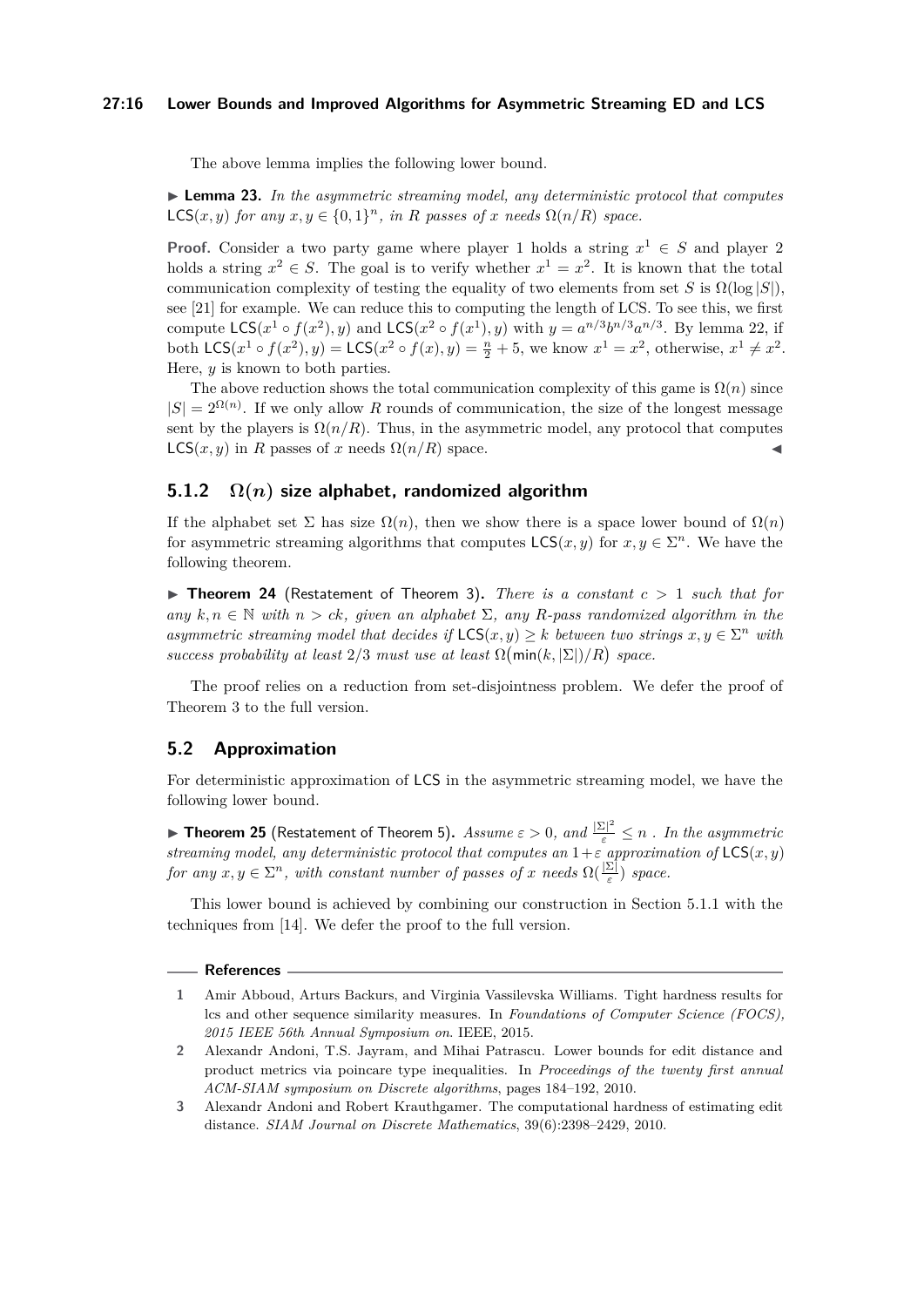The above lemma implies the following lower bound.

▶ **Lemma 23.** *In the asymmetric streaming model, any deterministic protocol that computes* $\mathsf{LCS}(x, y)$ *for any* $x, y \in \{0,1\}^n$*, in* $R$ *passes of* $x$ *needs* $\Omega(n/R)$ *space.*

**Proof.** Consider a two party game where player 1 holds a string $x^1 \in S$ and player 2 holds a string $x^2 \in S$. The goal is to verify whether $x^1 = x^2$. It is known that the total communication complexity of testing the equality of two elements from set $S$ is $\Omega(\log |S|)$, see [21] for example. We can reduce this to computing the length of LCS. To see this, we first compute $\mathsf{LCS}(x^1 \circ f(x^2), y)$ and $\mathsf{LCS}(x^2 \circ f(x^1), y)$ with $y = a^{n/3}b^{n/3}a^{n/3}$. By lemma 22, if both $\mathsf{LCS}(x^1 \circ f(x^2), y) = \mathsf{LCS}(x^2 \circ f(x), y) = \frac{n}{2} + 5$, we know $x^1 = x^2$, otherwise, $x^1 \neq x^2$. Here, $y$ is known to both parties.

The above reduction shows the total communication complexity of this game is $\Omega(n)$ since $|S| = 2^{\Omega(n)}$. If we only allow $R$ rounds of communication, the size of the longest message sent by the players is $\Omega(n/R)$. Thus, in the asymmetric model, any protocol that computes $\mathsf{LCS}(x, y)$ in $R$ passes of $x$ needs $\Omega(n/R)$ space. ◀

### 5.1.2 $\Omega(n)$ size alphabet, randomized algorithm

If the alphabet set $\Sigma$ has size $\Omega(n)$, then we show there is a space lower bound of $\Omega(n)$ for asymmetric streaming algorithms that computes $\mathsf{LCS}(x, y)$ for $x, y \in \Sigma^n$. We have the following theorem.

▶ **Theorem 24** (Restatement of Theorem 3)**.** *There is a constant* $c > 1$ *such that for any* $k, n \in \mathbb{N}$ *with* $n > ck$*, given an alphabet* $\Sigma$*, any* $R$*-pass randomized algorithm in the asymmetric streaming model that decides if* $\mathsf{LCS}(x, y) \geq k$ *between two strings* $x, y \in \Sigma^n$ *with success probability at least* $2/3$ *must use at least* $\Omega\big(\min(k, |\Sigma|)/R\big)$ *space.*

The proof relies on a reduction from set-disjointness problem. We defer the proof of Theorem 3 to the full version.

## 5.2 Approximation

For deterministic approximation of LCS in the asymmetric streaming model, we have the following lower bound.

▶ **Theorem 25** (Restatement of Theorem 5)**.** *Assume* $\varepsilon > 0$*, and* $\frac{|\Sigma|^2}{\varepsilon} \leq n$ *. In the asymmetric streaming model, any deterministic protocol that computes an* $1+\varepsilon$ *approximation of* $\mathsf{LCS}(x, y)$ *for any* $x, y \in \Sigma^n$*, with constant number of passes of* $x$ *needs* $\Omega(\frac{|\Sigma|}{\varepsilon})$ *space.*

This lower bound is achieved by combining our construction in Section 5.1.1 with the techniques from [14]. We defer the proof to the full version.

## References

1. Amir Abboud, Arturs Backurs, and Virginia Vassilevska Williams. Tight hardness results for lcs and other sequence similarity measures. In *Foundations of Computer Science (FOCS), 2015 IEEE 56th Annual Symposium on*. IEEE, 2015.
2. Alexandr Andoni, T.S. Jayram, and Mihai Patrascu. Lower bounds for edit distance and product metrics via poincare type inequalities. In *Proceedings of the twenty first annual ACM-SIAM symposium on Discrete algorithms*, pages 184–192, 2010.
3. Alexandr Andoni and Robert Krauthgamer. The computational hardness of estimating edit distance. *SIAM Journal on Discrete Mathematics*, 39(6):2398–2429, 2010.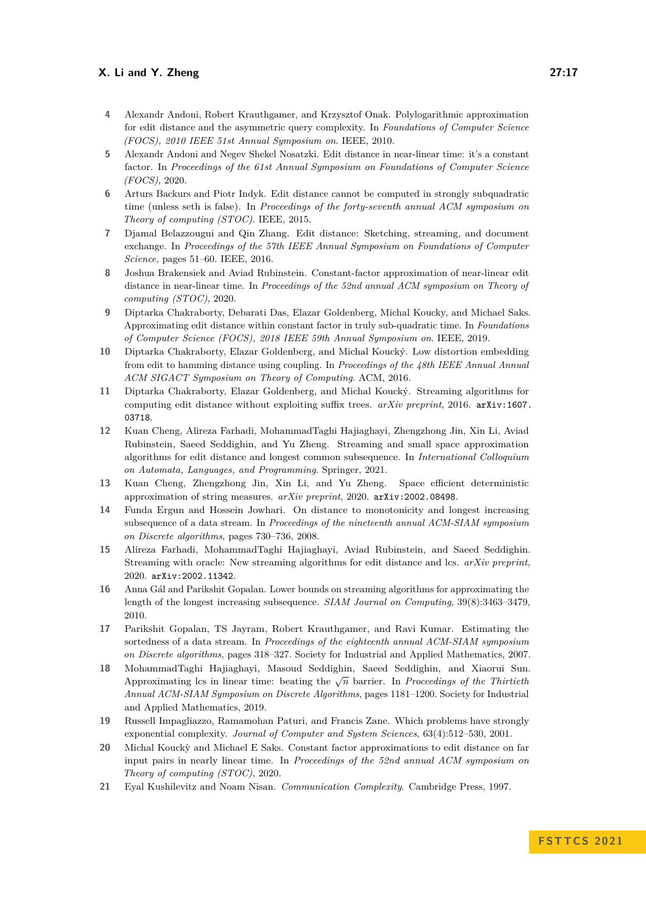4. Alexandr Andoni, Robert Krauthgamer, and Krzysztof Onak. Polylogarithmic approximation for edit distance and the asymmetric query complexity. In *Foundations of Computer Science (FOCS), 2010 IEEE 51st Annual Symposium on*. IEEE, 2010.
5. Alexandr Andoni and Negev Shekel Nosatzki. Edit distance in near-linear time: it's a constant factor. In *Proceedings of the 61st Annual Symposium on Foundations of Computer Science (FOCS)*, 2020.
6. Arturs Backurs and Piotr Indyk. Edit distance cannot be computed in strongly subquadratic time (unless seth is false). In *Proceedings of the forty-seventh annual ACM symposium on Theory of computing (STOC)*. IEEE, 2015.
7. Djamal Belazzougui and Qin Zhang. Edit distance: Sketching, streaming, and document exchange. In *Proceedings of the 57th IEEE Annual Symposium on Foundations of Computer Science*, pages 51–60. IEEE, 2016.
8. Joshua Brakensiek and Aviad Rubinstein. Constant-factor approximation of near-linear edit distance in near-linear time. In *Proceedings of the 52nd annual ACM symposium on Theory of computing (STOC)*, 2020.
9. Diptarka Chakraborty, Debarati Das, Elazar Goldenberg, Michal Koucky, and Michael Saks. Approximating edit distance within constant factor in truly sub-quadratic time. In *Foundations of Computer Science (FOCS), 2018 IEEE 59th Annual Symposium on*. IEEE, 2019.
10. Diptarka Chakraborty, Elazar Goldenberg, and Michal Koucký. Low distortion embedding from edit to hamming distance using coupling. In *Proceedings of the 48th IEEE Annual Annual ACM SIGACT Symposium on Theory of Computing*. ACM, 2016.
11. Diptarka Chakraborty, Elazar Goldenberg, and Michal Koucký. Streaming algorithms for computing edit distance without exploiting suffix trees. *arXiv preprint*, 2016. `arXiv:1607.03718`.
12. Kuan Cheng, Alireza Farhadi, MohammadTaghi Hajiaghayi, Zhengzhong Jin, Xin Li, Aviad Rubinstein, Saeed Seddighin, and Yu Zheng. Streaming and small space approximation algorithms for edit distance and longest common subsequence. In *International Colloquium on Automata, Languages, and Programming*. Springer, 2021.
13. Kuan Cheng, Zhengzhong Jin, Xin Li, and Yu Zheng. Space efficient deterministic approximation of string measures. *arXiv preprint*, 2020. `arXiv:2002.08498`.
14. Funda Ergun and Hossein Jowhari. On distance to monotonicity and longest increasing subsequence of a data stream. In *Proceedings of the nineteenth annual ACM-SIAM symposium on Discrete algorithms*, pages 730–736, 2008.
15. Alireza Farhadi, MohammadTaghi Hajiaghayi, Aviad Rubinstein, and Saeed Seddighin. Streaming with oracle: New streaming algorithms for edit distance and lcs. *arXiv preprint*, 2020. `arXiv:2002.11342`.
16. Anna Gál and Parikshit Gopalan. Lower bounds on streaming algorithms for approximating the length of the longest increasing subsequence. *SIAM Journal on Computing*, 39(8):3463–3479, 2010.
17. Parikshit Gopalan, TS Jayram, Robert Krauthgamer, and Ravi Kumar. Estimating the sortedness of a data stream. In *Proceedings of the eighteenth annual ACM-SIAM symposium on Discrete algorithms*, pages 318–327. Society for Industrial and Applied Mathematics, 2007.
18. MohammadTaghi Hajiaghayi, Masoud Seddighin, Saeed Seddighin, and Xiaorui Sun. Approximating lcs in linear time: beating the $\sqrt{n}$ barrier. In *Proceedings of the Thirtieth Annual ACM-SIAM Symposium on Discrete Algorithms*, pages 1181–1200. Society for Industrial and Applied Mathematics, 2019.
19. Russell Impagliazzo, Ramamohan Paturi, and Francis Zane. Which problems have strongly exponential complexity. *Journal of Computer and System Sciences*, 63(4):512–530, 2001.
20. Michal Kouckỳ and Michael E Saks. Constant factor approximations to edit distance on far input pairs in nearly linear time. In *Proceedings of the 52nd annual ACM symposium on Theory of computing (STOC)*, 2020.
21. Eyal Kushilevitz and Noam Nisan. *Communication Complexity*. Cambridge Press, 1997.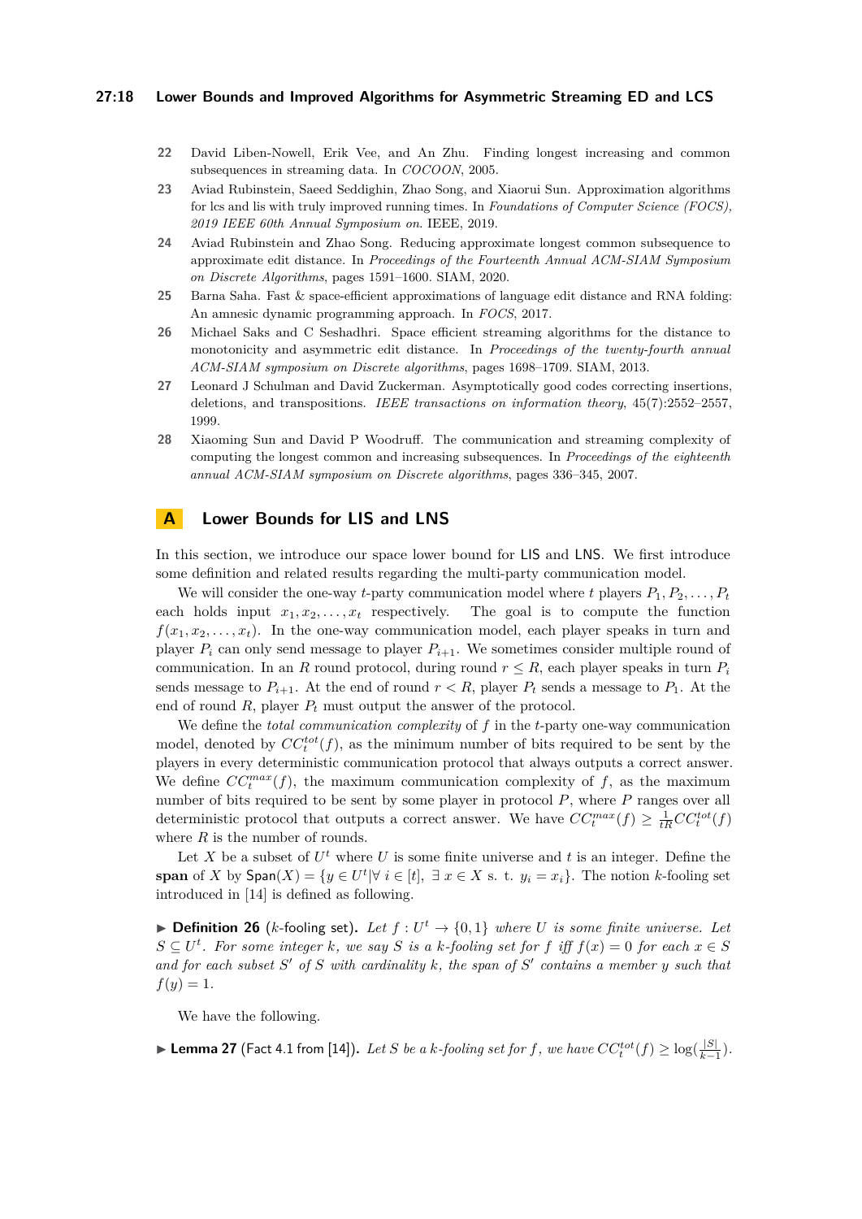22. David Liben-Nowell, Erik Vee, and An Zhu. Finding longest increasing and common subsequences in streaming data. In *COCOON*, 2005.
23. Aviad Rubinstein, Saeed Seddighin, Zhao Song, and Xiaorui Sun. Approximation algorithms for lcs and lis with truly improved running times. In *Foundations of Computer Science (FOCS), 2019 IEEE 60th Annual Symposium on*. IEEE, 2019.
24. Aviad Rubinstein and Zhao Song. Reducing approximate longest common subsequence to approximate edit distance. In *Proceedings of the Fourteenth Annual ACM-SIAM Symposium on Discrete Algorithms*, pages 1591–1600. SIAM, 2020.
25. Barna Saha. Fast & space-efficient approximations of language edit distance and RNA folding: An amnesic dynamic programming approach. In *FOCS*, 2017.
26. Michael Saks and C Seshadhri. Space efficient streaming algorithms for the distance to monotonicity and asymmetric edit distance. In *Proceedings of the twenty-fourth annual ACM-SIAM symposium on Discrete algorithms*, pages 1698–1709. SIAM, 2013.
27. Leonard J Schulman and David Zuckerman. Asymptotically good codes correcting insertions, deletions, and transpositions. *IEEE transactions on information theory*, 45(7):2552–2557, 1999.
28. Xiaoming Sun and David P Woodruff. The communication and streaming complexity of computing the longest common and increasing subsequences. In *Proceedings of the eighteenth annual ACM-SIAM symposium on Discrete algorithms*, pages 336–345, 2007.

# A Lower Bounds for LIS and LNS

In this section, we introduce our space lower bound for LIS and LNS. We first introduce some definition and related results regarding the multi-party communication model.

We will consider the one-way $t$-party communication model where $t$ players $P_1, P_2, \dots, P_t$ each holds input $x_1, x_2, \dots, x_t$ respectively. The goal is to compute the function $f(x_1, x_2, \dots, x_t)$. In the one-way communication model, each player speaks in turn and player $P_i$ can only send message to player $P_{i+1}$. We sometimes consider multiple round of communication. In an $R$ round protocol, during round $r \leq R$, each player speaks in turn $P_i$ sends message to $P_{i+1}$. At the end of round $r < R$, player $P_t$ sends a message to $P_1$. At the end of round $R$, player $P_t$ must output the answer of the protocol.

We define the *total communication complexity* of $f$ in the $t$-party one-way communication model, denoted by $CC_t^{tot}(f)$, as the minimum number of bits required to be sent by the players in every deterministic communication protocol that always outputs a correct answer. We define $CC_t^{max}(f)$, the maximum communication complexity of $f$, as the maximum number of bits required to be sent by some player in protocol $P$, where $P$ ranges over all deterministic protocol that outputs a correct answer. We have $CC_t^{max}(f) \geq \frac{1}{tR} CC_t^{tot}(f)$ where $R$ is the number of rounds.

Let $X$ be a subset of $U^t$ where $U$ is some finite universe and $t$ is an integer. Define the **span** of $X$ by $\mathsf{Span}(X) = \{y \in U^t | \forall\, i \in [t],\ \exists\, x \in X \text{ s. t. } y_i = x_i\}$. The notion $k$-fooling set introduced in [14] is defined as following.

**Definition 26** ($k$-fooling set). *Let $f : U^t \to \{0,1\}$ where $U$ is some finite universe. Let $S \subseteq U^t$. For some integer $k$, we say $S$ is a $k$-fooling set for $f$ iff $f(x) = 0$ for each $x \in S$ and for each subset $S'$ of $S$ with cardinality $k$, the span of $S'$ contains a member $y$ such that $f(y) = 1$.*

We have the following.

**Lemma 27** (Fact 4.1 from [14]). *Let $S$ be a $k$-fooling set for $f$, we have $CC_t^{tot}(f) \geq \log(\frac{|S|}{k-1})$.*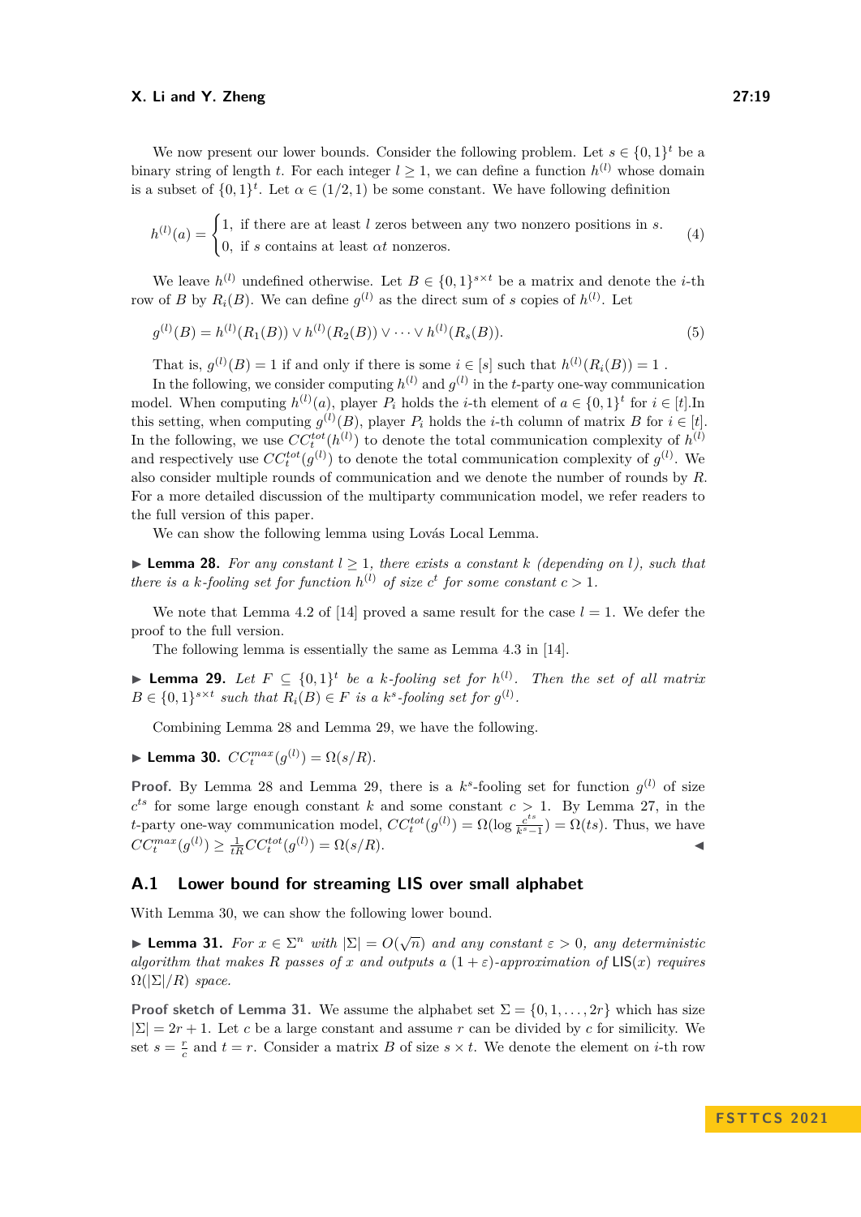We now present our lower bounds. Consider the following problem. Let $s \in \{0,1\}^t$ be a binary string of length $t$. For each integer $l \geq 1$, we can define a function $h^{(l)}$ whose domain is a subset of $\{0,1\}^t$. Let $\alpha \in (1/2, 1)$ be some constant. We have following definition

$$h^{(l)}(a) = \begin{cases} 1, & \text{if there are at least } l \text{ zeros between any two nonzero positions in } s. \\ 0, & \text{if } s \text{ contains at least } \alpha t \text{ nonzeros.} \end{cases} \tag{4}$$

We leave $h^{(l)}$ undefined otherwise. Let $B \in \{0,1\}^{s \times t}$ be a matrix and denote the $i$-th row of $B$ by $R_i(B)$. We can define $g^{(l)}$ as the direct sum of $s$ copies of $h^{(l)}$. Let

$$g^{(l)}(B) = h^{(l)}(R_1(B)) \vee h^{(l)}(R_2(B)) \vee \cdots \vee h^{(l)}(R_s(B)). \tag{5}$$

That is, $g^{(l)}(B) = 1$ if and only if there is some $i \in [s]$ such that $h^{(l)}(R_i(B)) = 1$ .

In the following, we consider computing $h^{(l)}$ and $g^{(l)}$ in the $t$-party one-way communication model. When computing $h^{(l)}(a)$, player $P_i$ holds the $i$-th element of $a \in \{0,1\}^t$ for $i \in [t]$.In this setting, when computing $g^{(l)}(B)$, player $P_i$ holds the $i$-th column of matrix $B$ for $i \in [t]$. In the following, we use $CC_t^{tot}(h^{(l)})$ to denote the total communication complexity of $h^{(l)}$ and respectively use $CC_t^{tot}(g^{(l)})$ to denote the total communication complexity of $g^{(l)}$. We also consider multiple rounds of communication and we denote the number of rounds by $R$. For a more detailed discussion of the multiparty communication model, we refer readers to the full version of this paper.

We can show the following lemma using Lovás Local Lemma.

▶ **Lemma 28.** *For any constant $l \geq 1$, there exists a constant $k$ (depending on $l$), such that there is a $k$-fooling set for function $h^{(l)}$ of size $c^t$ for some constant $c > 1$.*

We note that Lemma 4.2 of [14] proved a same result for the case $l = 1$. We defer the proof to the full version.

The following lemma is essentially the same as Lemma 4.3 in [14].

▶ **Lemma 29.** *Let $F \subseteq \{0,1\}^t$ be a $k$-fooling set for $h^{(l)}$. Then the set of all matrix $B \in \{0,1\}^{s \times t}$ such that $R_i(B) \in F$ is a $k^s$-fooling set for $g^{(l)}$.*

Combining Lemma 28 and Lemma 29, we have the following.

▶ **Lemma 30.** $CC_t^{max}(g^{(l)}) = \Omega(s/R)$.

**Proof.** By Lemma 28 and Lemma 29, there is a $k^s$-fooling set for function $g^{(l)}$ of size $c^{ts}$ for some large enough constant $k$ and some constant $c > 1$. By Lemma 27, in the $t$-party one-way communication model, $CC_t^{tot}(g^{(l)}) = \Omega(\log \frac{c^{ts}}{k^s - 1}) = \Omega(ts)$. Thus, we have $CC_t^{max}(g^{(l)}) \geq \frac{1}{tR} CC_t^{tot}(g^{(l)}) = \Omega(s/R)$. ◀

## A.1 Lower bound for streaming LIS over small alphabet

With Lemma 30, we can show the following lower bound.

▶ **Lemma 31.** *For $x \in \Sigma^n$ with $|\Sigma| = O(\sqrt{n})$ and any constant $\varepsilon > 0$, any deterministic algorithm that makes $R$ passes of $x$ and outputs a $(1+\varepsilon)$-approximation of $\mathsf{LIS}(x)$ requires $\Omega(|\Sigma|/R)$ space.*

**Proof sketch of Lemma 31.** We assume the alphabet set $\Sigma = \{0, 1, \ldots, 2r\}$ which has size $|\Sigma| = 2r + 1$. Let $c$ be a large constant and assume $r$ can be divided by $c$ for similicity. We set $s = \frac{r}{c}$ and $t = r$. Consider a matrix $B$ of size $s \times t$. We denote the element on $i$-th row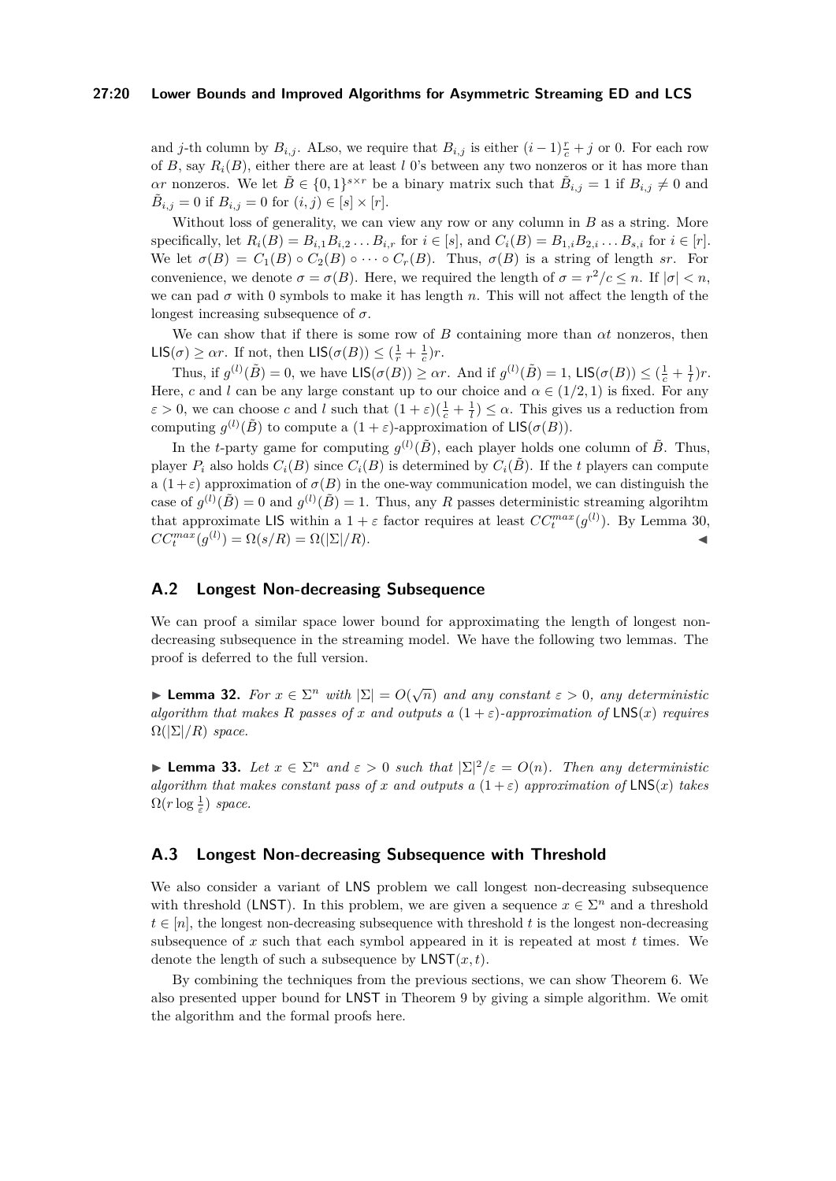and $j$-th column by $B_{i,j}$. ALso, we require that $B_{i,j}$ is either $(i-1)\frac{r}{c}+j$ or 0. For each row of $B$, say $R_i(B)$, either there are at least $l$ 0's between any two nonzeros or it has more than $\alpha r$ nonzeros. We let $\tilde{B} \in \{0,1\}^{s\times r}$ be a binary matrix such that $\tilde{B}_{i,j} = 1$ if $B_{i,j} \neq 0$ and $\tilde{B}_{i,j} = 0$ if $B_{i,j} = 0$ for $(i,j) \in [s] \times [r]$.

Without loss of generality, we can view any row or any column in $B$ as a string. More specifically, let $R_i(B) = B_{i,1}B_{i,2}\dots B_{i,r}$ for $i \in [s]$, and $C_i(B) = B_{1,i}B_{2,i}\dots B_{s,i}$ for $i \in [r]$. We let $\sigma(B) = C_1(B) \circ C_2(B) \circ \cdots \circ C_r(B)$. Thus, $\sigma(B)$ is a string of length $sr$. For convenience, we denote $\sigma = \sigma(B)$. Here, we required the length of $\sigma = r^2/c \leq n$. If $|\sigma| < n$, we can pad $\sigma$ with 0 symbols to make it has length $n$. This will not affect the length of the longest increasing subsequence of $\sigma$.

We can show that if there is some row of $B$ containing more than $\alpha t$ nonzeros, then $\mathsf{LIS}(\sigma) \geq \alpha r$. If not, then $\mathsf{LIS}(\sigma(B)) \leq (\frac{1}{r} + \frac{1}{c})r$.

Thus, if $g^{(l)}(\tilde{B}) = 0$, we have $\mathsf{LIS}(\sigma(B)) \geq \alpha r$. And if $g^{(l)}(\tilde{B}) = 1$, $\mathsf{LIS}(\sigma(B)) \leq (\frac{1}{c} + \frac{1}{l})r$. Here, $c$ and $l$ can be any large constant up to our choice and $\alpha \in (1/2, 1)$ is fixed. For any $\varepsilon > 0$, we can choose $c$ and $l$ such that $(1+\varepsilon)(\frac{1}{c} + \frac{1}{l}) \leq \alpha$. This gives us a reduction from computing $g^{(l)}(\tilde{B})$ to compute a $(1+\varepsilon)$-approximation of $\mathsf{LIS}(\sigma(B))$.

In the $t$-party game for computing $g^{(l)}(\tilde{B})$, each player holds one column of $\tilde{B}$. Thus, player $P_i$ also holds $C_i(B)$ since $C_i(B)$ is determined by $C_i(\tilde{B})$. If the $t$ players can compute a $(1+\varepsilon)$ approximation of $\sigma(B)$ in the one-way communication model, we can distinguish the case of $g^{(l)}(\tilde{B}) = 0$ and $g^{(l)}(\tilde{B}) = 1$. Thus, any $R$ passes deterministic streaming algorihtm that approximate $\mathsf{LIS}$ within a $1+\varepsilon$ factor requires at least $CC_t^{max}(g^{(l)})$. By Lemma 30, $CC_t^{max}(g^{(l)}) = \Omega(s/R) = \Omega(|\Sigma|/R)$. ◀

## A.2 Longest Non-decreasing Subsequence

We can proof a similar space lower bound for approximating the length of longest non-decreasing subsequence in the streaming model. We have the following two lemmas. The proof is deferred to the full version.

▶ **Lemma 32.** *For $x \in \Sigma^n$ with $|\Sigma| = O(\sqrt{n})$ and any constant $\varepsilon > 0$, any deterministic algorithm that makes $R$ passes of $x$ and outputs a $(1+\varepsilon)$-approximation of $\mathsf{LNS}(x)$ requires $\Omega(|\Sigma|/R)$ space.*

▶ **Lemma 33.** *Let $x \in \Sigma^n$ and $\varepsilon > 0$ such that $|\Sigma|^2/\varepsilon = O(n)$. Then any deterministic algorithm that makes constant pass of $x$ and outputs a $(1+\varepsilon)$ approximation of $\mathsf{LNS}(x)$ takes $\Omega(r \log \frac{1}{\varepsilon})$ space.*

## A.3 Longest Non-decreasing Subsequence with Threshold

We also consider a variant of $\mathsf{LNS}$ problem we call longest non-decreasing subsequence with threshold ($\mathsf{LNST}$). In this problem, we are given a sequence $x \in \Sigma^n$ and a threshold $t \in [n]$, the longest non-decreasing subsequence with threshold $t$ is the longest non-decreasing subsequence of $x$ such that each symbol appeared in it is repeated at most $t$ times. We denote the length of such a subsequence by $\mathsf{LNST}(x,t)$.

By combining the techniques from the previous sections, we can show Theorem 6. We also presented upper bound for $\mathsf{LNST}$ in Theorem 9 by giving a simple algorithm. We omit the algorithm and the formal proofs here.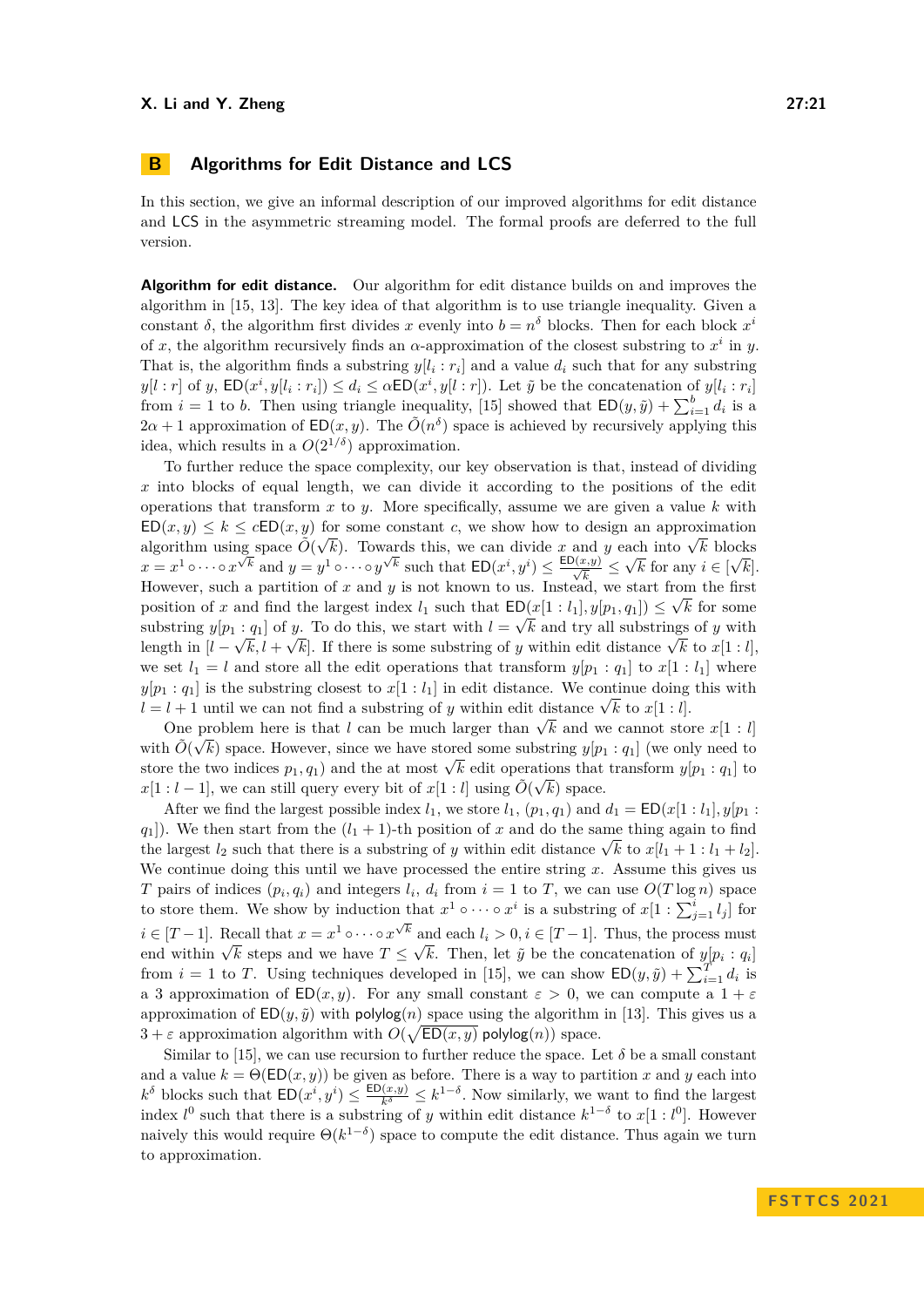## B Algorithms for Edit Distance and LCS

In this section, we give an informal description of our improved algorithms for edit distance and LCS in the asymmetric streaming model. The formal proofs are deferred to the full version.

**Algorithm for edit distance.** Our algorithm for edit distance builds on and improves the algorithm in [15, 13]. The key idea of that algorithm is to use triangle inequality. Given a constant $\delta$, the algorithm first divides $x$ evenly into $b = n^\delta$ blocks. Then for each block $x^i$ of $x$, the algorithm recursively finds an $\alpha$-approximation of the closest substring to $x^i$ in $y$. That is, the algorithm finds a substring $y[l_i : r_i]$ and a value $d_i$ such that for any substring $y[l : r]$ of $y$, $\mathsf{ED}(x^i, y[l_i : r_i]) \leq d_i \leq \alpha \mathsf{ED}(x^i, y[l : r])$. Let $\tilde{y}$ be the concatenation of $y[l_i : r_i]$ from $i = 1$ to $b$. Then using triangle inequality, [15] showed that $\mathsf{ED}(y, \tilde{y}) + \sum_{i=1}^{b} d_i$ is a $2\alpha + 1$ approximation of $\mathsf{ED}(x, y)$. The $\tilde{O}(n^\delta)$ space is achieved by recursively applying this idea, which results in a $O(2^{1/\delta})$ approximation.

To further reduce the space complexity, our key observation is that, instead of dividing $x$ into blocks of equal length, we can divide it according to the positions of the edit operations that transform $x$ to $y$. More specifically, assume we are given a value $k$ with $\mathsf{ED}(x, y) \leq k \leq c\mathsf{ED}(x, y)$ for some constant $c$, we show how to design an approximation algorithm using space $\tilde{O}(\sqrt{k})$. Towards this, we can divide $x$ and $y$ each into $\sqrt{k}$ blocks $x = x^1 \circ \cdots \circ x^{\sqrt{k}}$ and $y = y^1 \circ \cdots \circ y^{\sqrt{k}}$ such that $\mathsf{ED}(x^i, y^i) \leq \frac{\mathsf{ED}(x,y)}{\sqrt{k}} \leq \sqrt{k}$ for any $i \in [\sqrt{k}]$. However, such a partition of $x$ and $y$ is not known to us. Instead, we start from the first position of $x$ and find the largest index $l_1$ such that $\mathsf{ED}(x[1 : l_1], y[p_1, q_1]) \leq \sqrt{k}$ for some substring $y[p_1 : q_1]$ of $y$. To do this, we start with $l = \sqrt{k}$ and try all substrings of $y$ with length in $[l - \sqrt{k}, l + \sqrt{k}]$. If there is some substring of $y$ within edit distance $\sqrt{k}$ to $x[1 : l]$, we set $l_1 = l$ and store all the edit operations that transform $y[p_1 : q_1]$ to $x[1 : l_1]$ where $y[p_1 : q_1]$ is the substring closest to $x[1 : l_1]$ in edit distance. We continue doing this with $l = l + 1$ until we can not find a substring of $y$ within edit distance $\sqrt{k}$ to $x[1 : l]$.

One problem here is that $l$ can be much larger than $\sqrt{k}$ and we cannot store $x[1 : l]$ with $\tilde{O}(\sqrt{k})$ space. However, since we have stored some substring $y[p_1 : q_1]$ (we only need to store the two indices $p_1, q_1$) and the at most $\sqrt{k}$ edit operations that transform $y[p_1 : q_1]$ to $x[1 : l - 1]$, we can still query every bit of $x[1 : l]$ using $\tilde{O}(\sqrt{k})$ space.

After we find the largest possible index $l_1$, we store $l_1$, $(p_1, q_1)$ and $d_1 = \mathsf{ED}(x[1 : l_1], y[p_1 : q_1])$. We then start from the $(l_1 + 1)$-th position of $x$ and do the same thing again to find the largest $l_2$ such that there is a substring of $y$ within edit distance $\sqrt{k}$ to $x[l_1 + 1 : l_1 + l_2]$. We continue doing this until we have processed the entire string $x$. Assume this gives us $T$ pairs of indices $(p_i, q_i)$ and integers $l_i$, $d_i$ from $i = 1$ to $T$, we can use $O(T \log n)$ space to store them. We show by induction that $x^1 \circ \cdots \circ x^i$ is a substring of $x[1 : \sum_{j=1}^{i} l_j]$ for $i \in [T - 1]$. Recall that $x = x^1 \circ \cdots \circ x^{\sqrt{k}}$ and each $l_i > 0, i \in [T - 1]$. Thus, the process must end within $\sqrt{k}$ steps and we have $T \leq \sqrt{k}$. Then, let $\tilde{y}$ be the concatenation of $y[p_i : q_i]$ from $i = 1$ to $T$. Using techniques developed in [15], we can show $\mathsf{ED}(y, \tilde{y}) + \sum_{i=1}^{T} d_i$ is a 3 approximation of $\mathsf{ED}(x, y)$. For any small constant $\varepsilon > 0$, we can compute a $1 + \varepsilon$ approximation of $\mathsf{ED}(y, \tilde{y})$ with $\mathsf{polylog}(n)$ space using the algorithm in [13]. This gives us a $3 + \varepsilon$ approximation algorithm with $O(\sqrt{\mathsf{ED}(x, y)}\, \mathsf{polylog}(n))$ space.

Similar to [15], we can use recursion to further reduce the space. Let $\delta$ be a small constant and a value $k = \Theta(\mathsf{ED}(x, y))$ be given as before. There is a way to partition $x$ and $y$ each into $k^\delta$ blocks such that $\mathsf{ED}(x^i, y^i) \leq \frac{\mathsf{ED}(x,y)}{k^\delta} \leq k^{1-\delta}$. Now similarly, we want to find the largest index $l^0$ such that there is a substring of $y$ within edit distance $k^{1-\delta}$ to $x[1 : l^0]$. However naively this would require $\Theta(k^{1-\delta})$ space to compute the edit distance. Thus again we turn to approximation.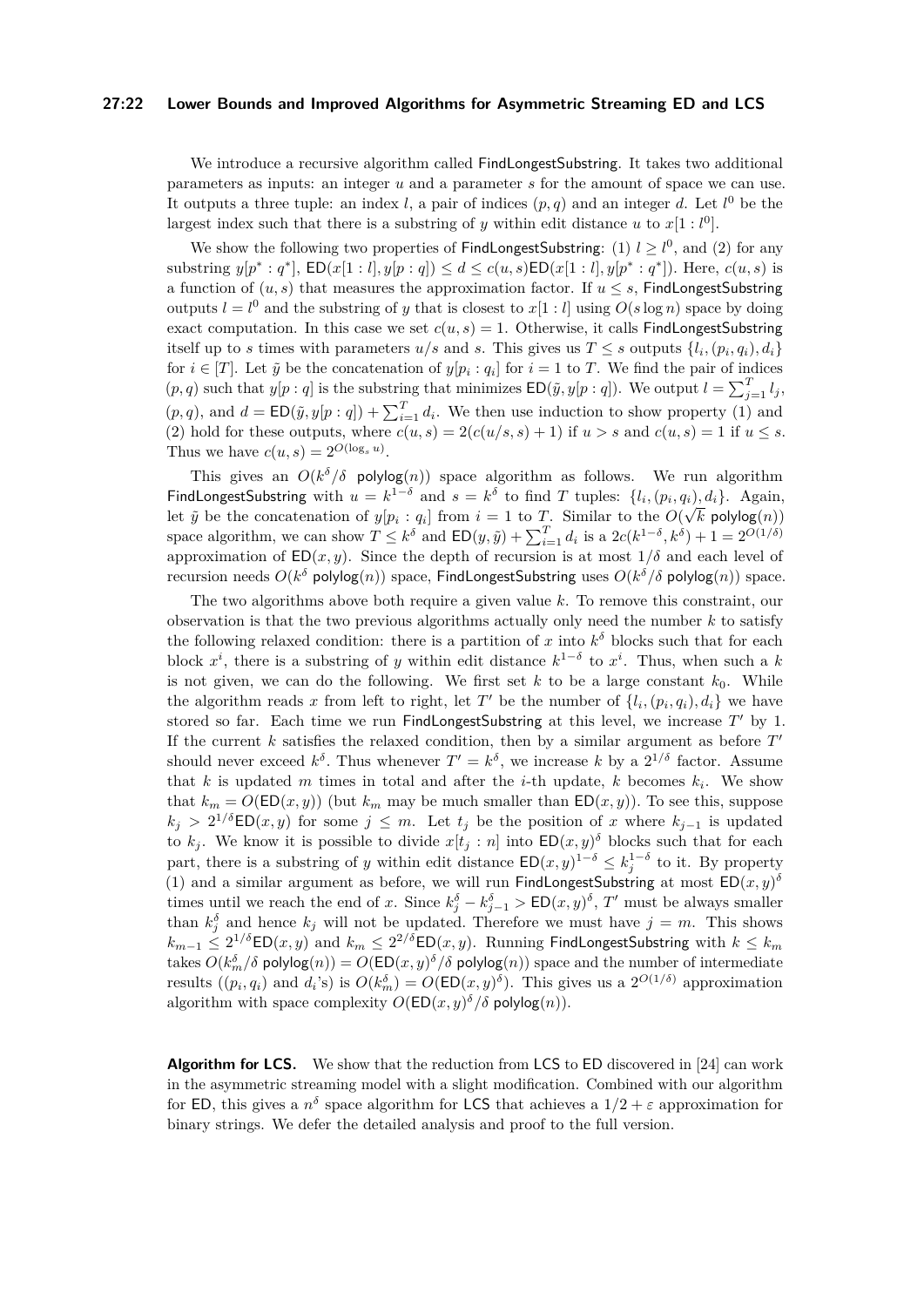We introduce a recursive algorithm called FindLongestSubstring. It takes two additional parameters as inputs: an integer $u$ and a parameter $s$ for the amount of space we can use. It outputs a three tuple: an index $l$, a pair of indices $(p, q)$ and an integer $d$. Let $l^0$ be the largest index such that there is a substring of $y$ within edit distance $u$ to $x[1 : l^0]$.

We show the following two properties of FindLongestSubstring: (1) $l \geq l^0$, and (2) for any substring $y[p^* : q^*]$, $\mathsf{ED}(x[1 : l], y[p : q]) \leq d \leq c(u, s)\mathsf{ED}(x[1 : l], y[p^* : q^*])$. Here, $c(u, s)$ is a function of $(u, s)$ that measures the approximation factor. If $u \leq s$, FindLongestSubstring outputs $l = l^0$ and the substring of $y$ that is closest to $x[1 : l]$ using $O(s \log n)$ space by doing exact computation. In this case we set $c(u, s) = 1$. Otherwise, it calls FindLongestSubstring itself up to $s$ times with parameters $u/s$ and $s$. This gives us $T \leq s$ outputs $\{l_i, (p_i, q_i), d_i\}$ for $i \in [T]$. Let $\tilde{y}$ be the concatenation of $y[p_i : q_i]$ for $i = 1$ to $T$. We find the pair of indices $(p, q)$ such that $y[p : q]$ is the substring that minimizes $\mathsf{ED}(\tilde{y}, y[p : q])$. We output $l = \sum_{j=1}^{T} l_j$, $(p, q)$, and $d = \mathsf{ED}(\tilde{y}, y[p : q]) + \sum_{i=1}^{T} d_i$. We then use induction to show property (1) and (2) hold for these outputs, where $c(u, s) = 2(c(u/s, s) + 1)$ if $u > s$ and $c(u, s) = 1$ if $u \leq s$. Thus we have $c(u, s) = 2^{O(\log_s u)}$.

This gives an $O(k^\delta/\delta \text{ polylog}(n))$ space algorithm as follows. We run algorithm FindLongestSubstring with $u = k^{1-\delta}$ and $s = k^\delta$ to find $T$ tuples: $\{l_i, (p_i, q_i), d_i\}$. Again, let $\tilde{y}$ be the concatenation of $y[p_i : q_i]$ from $i = 1$ to $T$. Similar to the $O(\sqrt{k} \text{ polylog}(n))$ space algorithm, we can show $T \leq k^\delta$ and $\mathsf{ED}(y, \tilde{y}) + \sum_{i=1}^{T} d_i$ is a $2c(k^{1-\delta}, k^\delta) + 1 = 2^{O(1/\delta)}$ approximation of $\mathsf{ED}(x, y)$. Since the depth of recursion is at most $1/\delta$ and each level of recursion needs $O(k^\delta \text{ polylog}(n))$ space, FindLongestSubstring uses $O(k^\delta/\delta \text{ polylog}(n))$ space.

The two algorithms above both require a given value $k$. To remove this constraint, our observation is that the two previous algorithms actually only need the number $k$ to satisfy the following relaxed condition: there is a partition of $x$ into $k^\delta$ blocks such that for each block $x^i$, there is a substring of $y$ within edit distance $k^{1-\delta}$ to $x^i$. Thus, when such a $k$ is not given, we can do the following. We first set $k$ to be a large constant $k_0$. While the algorithm reads $x$ from left to right, let $T'$ be the number of $\{l_i, (p_i, q_i), d_i\}$ we have stored so far. Each time we run FindLongestSubstring at this level, we increase $T'$ by 1. If the current $k$ satisfies the relaxed condition, then by a similar argument as before $T'$ should never exceed $k^\delta$. Thus whenever $T' = k^\delta$, we increase $k$ by a $2^{1/\delta}$ factor. Assume that $k$ is updated $m$ times in total and after the $i$-th update, $k$ becomes $k_i$. We show that $k_m = O(\mathsf{ED}(x, y))$ (but $k_m$ may be much smaller than $\mathsf{ED}(x, y)$). To see this, suppose $k_j > 2^{1/\delta}\mathsf{ED}(x, y)$ for some $j \leq m$. Let $t_j$ be the position of $x$ where $k_{j-1}$ is updated to $k_j$. We know it is possible to divide $x[t_j : n]$ into $\mathsf{ED}(x, y)^\delta$ blocks such that for each part, there is a substring of $y$ within edit distance $\mathsf{ED}(x, y)^{1-\delta} \leq k_j^{1-\delta}$ to it. By property (1) and a similar argument as before, we will run FindLongestSubstring at most $\mathsf{ED}(x, y)^\delta$ times until we reach the end of $x$. Since $k_j^\delta - k_{j-1}^\delta > \mathsf{ED}(x, y)^\delta$, $T'$ must be always smaller than $k_j^\delta$ and hence $k_j$ will not be updated. Therefore we must have $j = m$. This shows $k_{m-1} \leq 2^{1/\delta}\mathsf{ED}(x, y)$ and $k_m \leq 2^{2/\delta}\mathsf{ED}(x, y)$. Running FindLongestSubstring with $k \leq k_m$ takes $O(k_m^\delta/\delta \text{ polylog}(n)) = O(\mathsf{ED}(x, y)^\delta/\delta \text{ polylog}(n))$ space and the number of intermediate results ($(p_i, q_i)$ and $d_i$'s) is $O(k_m^\delta) = O(\mathsf{ED}(x, y)^\delta)$. This gives us a $2^{O(1/\delta)}$ approximation algorithm with space complexity $O(\mathsf{ED}(x, y)^\delta/\delta \text{ polylog}(n))$.

**Algorithm for LCS.** We show that the reduction from LCS to ED discovered in [24] can work in the asymmetric streaming model with a slight modification. Combined with our algorithm for ED, this gives a $n^\delta$ space algorithm for LCS that achieves a $1/2 + \varepsilon$ approximation for binary strings. We defer the detailed analysis and proof to the full version.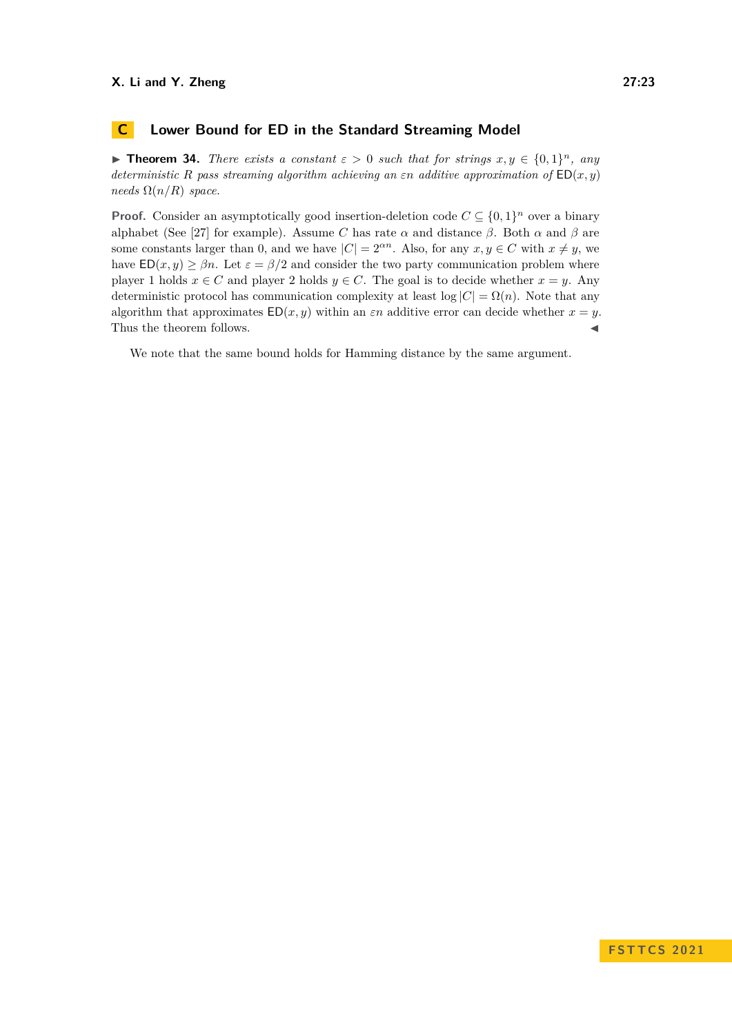# C Lower Bound for ED in the Standard Streaming Model

▶ **Theorem 34.** *There exists a constant $\varepsilon > 0$ such that for strings $x, y \in \{0,1\}^n$, any deterministic $R$ pass streaming algorithm achieving an $\varepsilon n$ additive approximation of $\mathsf{ED}(x, y)$ needs $\Omega(n/R)$ space.*

**Proof.** Consider an asymptotically good insertion-deletion code $C \subseteq \{0,1\}^n$ over a binary alphabet (See [27] for example). Assume $C$ has rate $\alpha$ and distance $\beta$. Both $\alpha$ and $\beta$ are some constants larger than 0, and we have $|C| = 2^{\alpha n}$. Also, for any $x, y \in C$ with $x \neq y$, we have $\mathsf{ED}(x, y) \geq \beta n$. Let $\varepsilon = \beta/2$ and consider the two party communication problem where player 1 holds $x \in C$ and player 2 holds $y \in C$. The goal is to decide whether $x = y$. Any deterministic protocol has communication complexity at least $\log |C| = \Omega(n)$. Note that any algorithm that approximates $\mathsf{ED}(x, y)$ within an $\varepsilon n$ additive error can decide whether $x = y$. Thus the theorem follows. ◀

We note that the same bound holds for Hamming distance by the same argument.